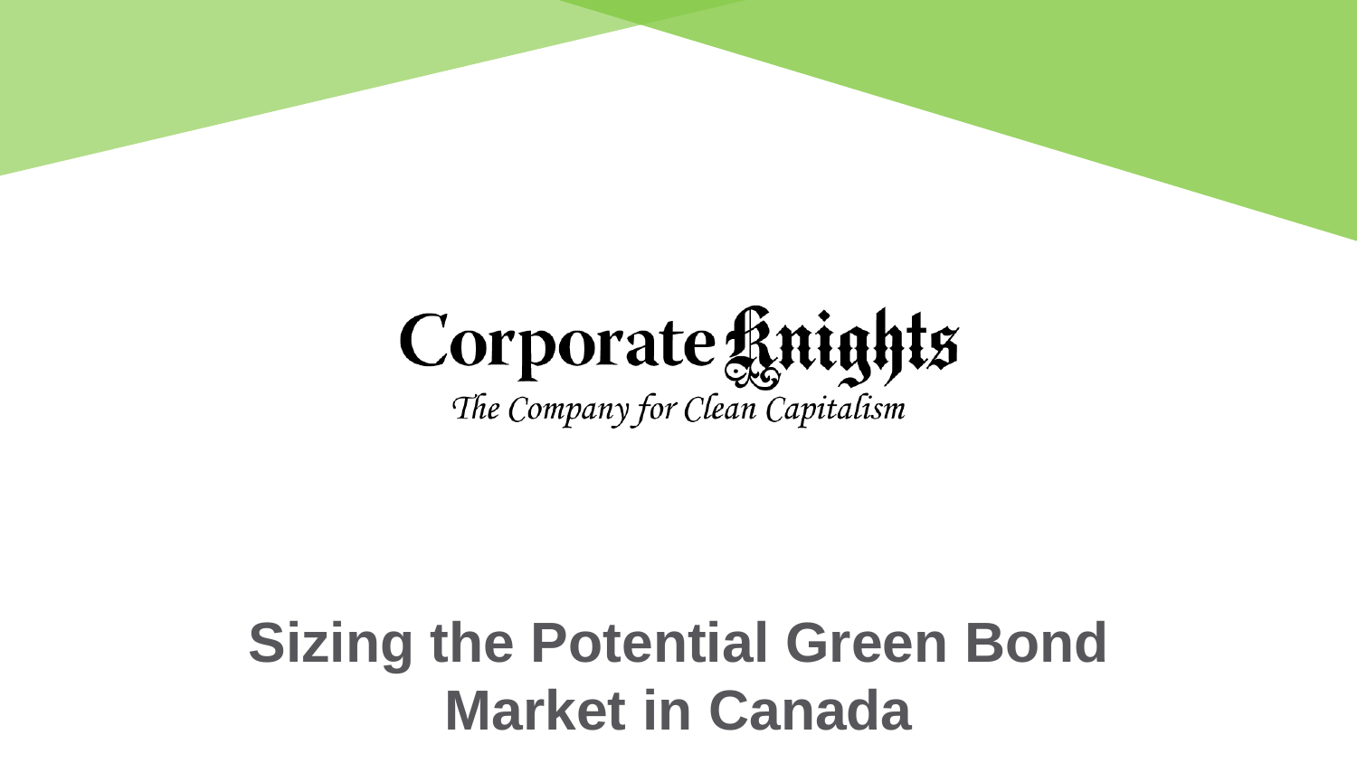Corporate Knights

*The Company for Clean Capitalism*

# Sizing the Potential Green Bond Market in Canada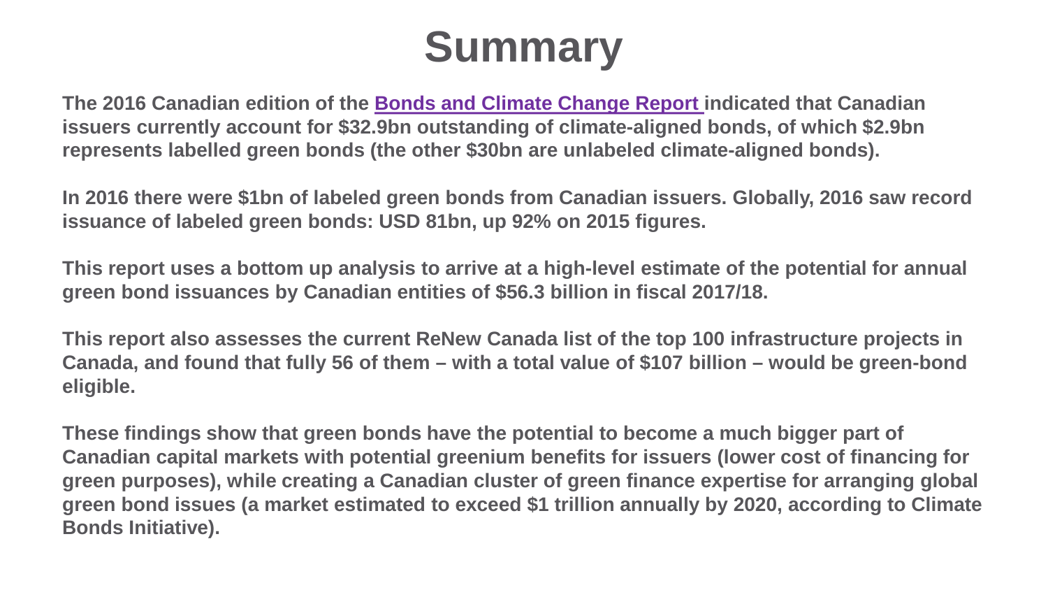# Summary

**The 2016 Canadian edition of the Bonds and Climate Change Report indicated that Canadian issuers currently account for $32.9bn outstanding of climate-aligned bonds, of which $2.9bn represents labelled green bonds (the other $30bn are unlabeled climate-aligned bonds).**

**In 2016 there were $1bn of labeled green bonds from Canadian issuers. Globally, 2016 saw record issuance of labeled green bonds: USD 81bn, up 92% on 2015 figures.**

**This report uses a bottom up analysis to arrive at a high-level estimate of the potential for annual green bond issuances by Canadian entities of $56.3 billion in fiscal 2017/18.**

**This report also assesses the current ReNew Canada list of the top 100 infrastructure projects in Canada, and found that fully 56 of them – with a total value of $107 billion – would be green-bond eligible.**

**These findings show that green bonds have the potential to become a much bigger part of Canadian capital markets with potential greenium benefits for issuers (lower cost of financing for green purposes), while creating a Canadian cluster of green finance expertise for arranging global green bond issues (a market estimated to exceed $1 trillion annually by 2020, according to Climate Bonds Initiative).**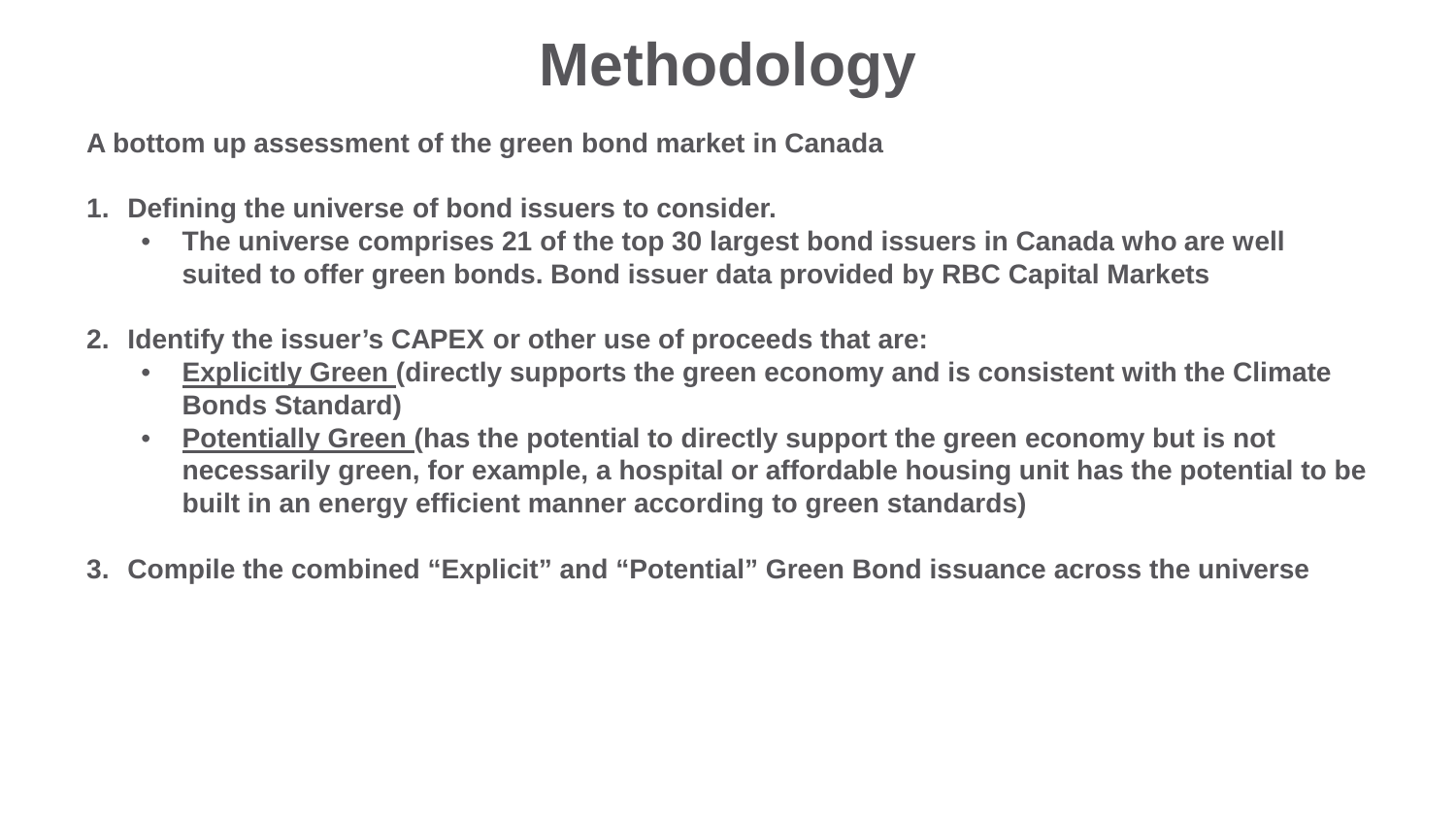# Methodology

**A bottom up assessment of the green bond market in Canada**

1. **Defining the universe of bond issuers to consider.**
   - **The universe comprises 21 of the top 30 largest bond issuers in Canada who are well suited to offer green bonds. Bond issuer data provided by RBC Capital Markets**

2. **Identify the issuer's CAPEX or other use of proceeds that are:**
   - **<u>Explicitly Green</u> (directly supports the green economy and is consistent with the Climate Bonds Standard)**
   - **<u>Potentially Green</u> (has the potential to directly support the green economy but is not necessarily green, for example, a hospital or affordable housing unit has the potential to be built in an energy efficient manner according to green standards)**

3. **Compile the combined "Explicit" and "Potential" Green Bond issuance across the universe**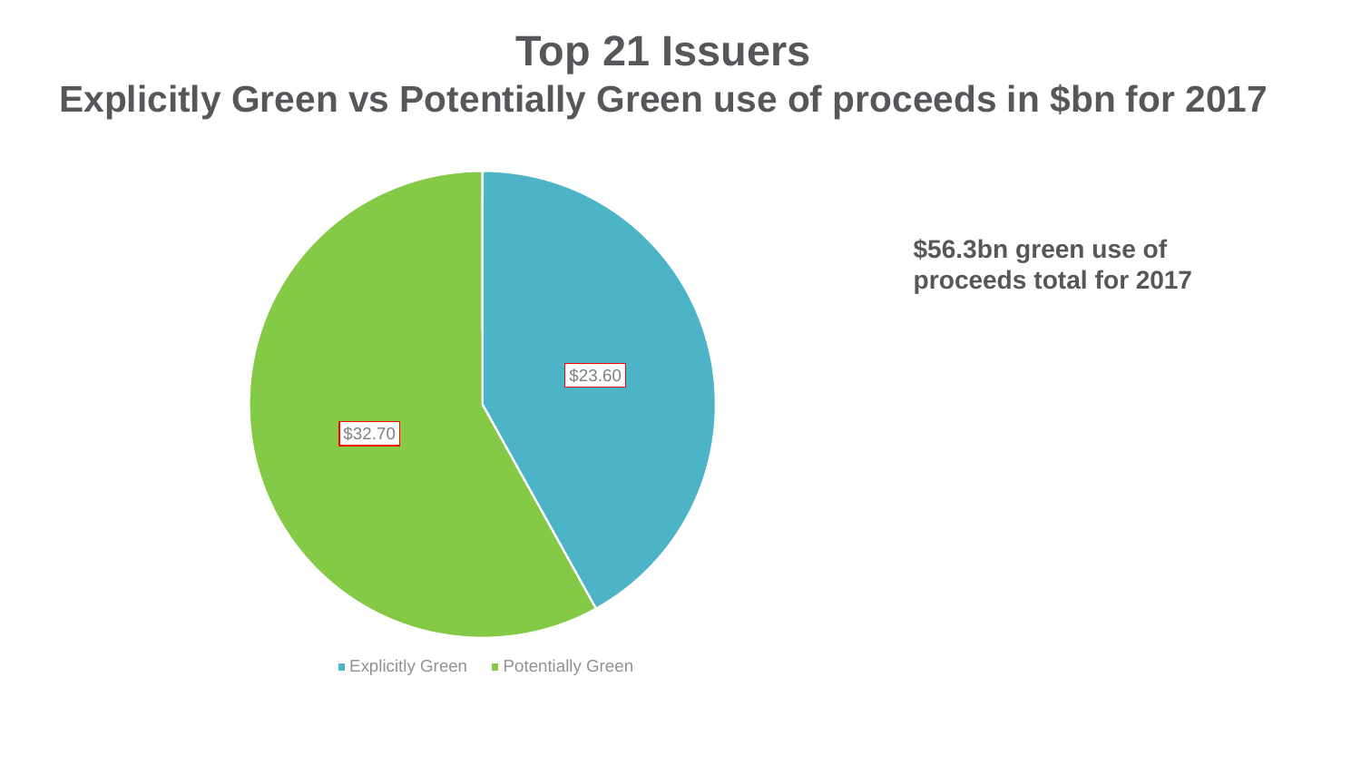# Top 21 Issuers

## Explicitly Green vs Potentially Green use of proceeds in $bn for 2017

$23.60

$32.70

Explicitly Green   Potentially Green

**$56.3bn green use of proceeds total for 2017**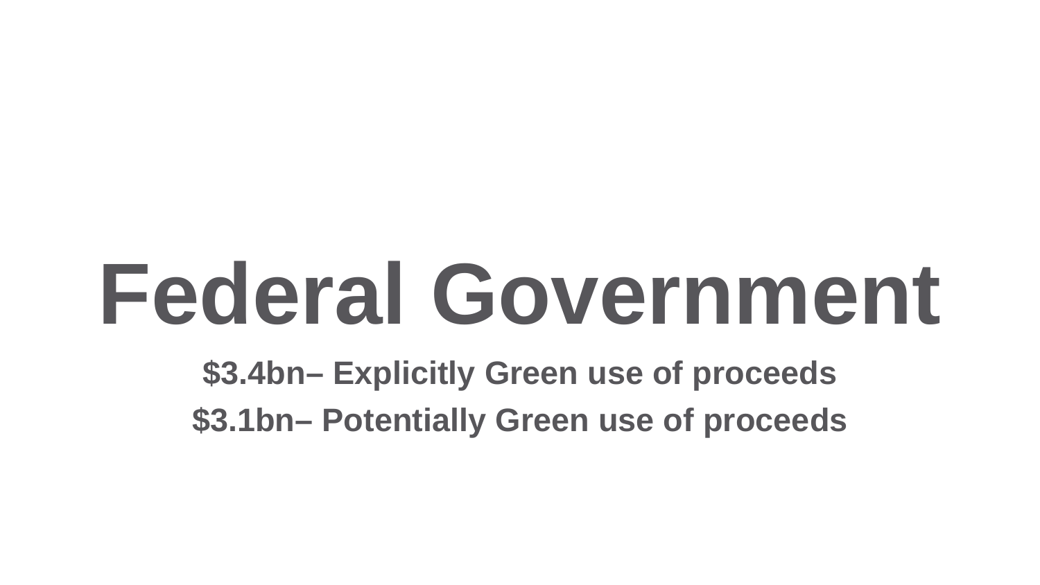# Federal Government

**$3.4bn– Explicitly Green use of proceeds**

**$3.1bn– Potentially Green use of proceeds**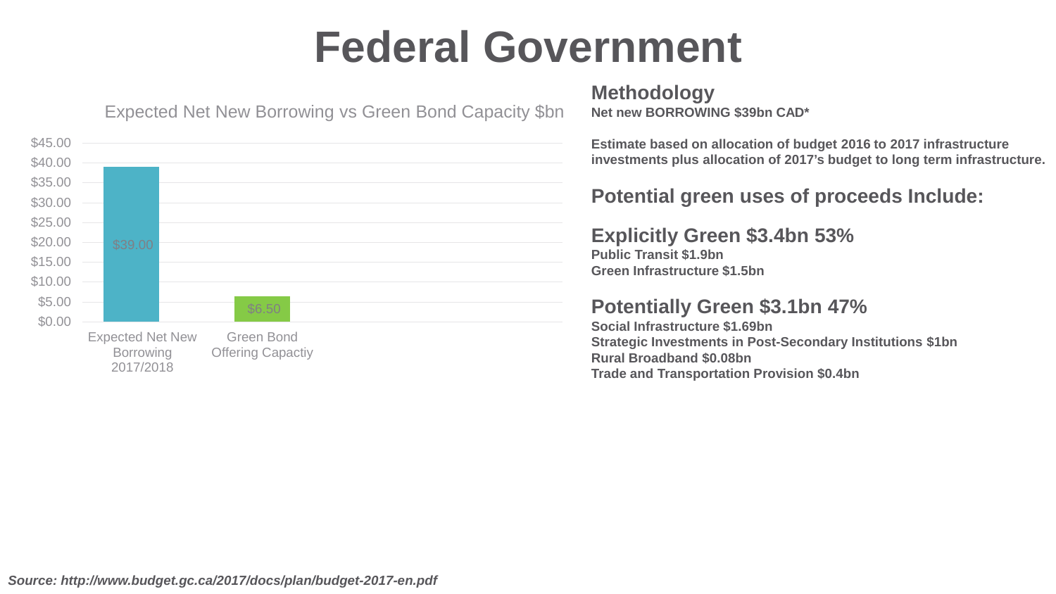# Federal Government

Expected Net New Borrowing vs Green Bond Capacity $bn

| | Value |
|---|---|
| Expected Net New Borrowing 2017/2018 | $39.00 |
| Green Bond Offering Capactiy | $6.50 |

## Methodology

**Net new BORROWING $39bn CAD***

**Estimate based on allocation of budget 2016 to 2017 infrastructure investments plus allocation of 2017's budget to long term infrastructure.**

## Potential green uses of proceeds Include:

### Explicitly Green $3.4bn 53%

**Public Transit $1.9bn**
**Green Infrastructure $1.5bn**

### Potentially Green $3.1bn 47%

**Social Infrastructure $1.69bn**
**Strategic Investments in Post-Secondary Institutions $1bn**
**Rural Broadband $0.08bn**
**Trade and Transportation Provision $0.4bn**

***Source: http://www.budget.gc.ca/2017/docs/plan/budget-2017-en.pdf***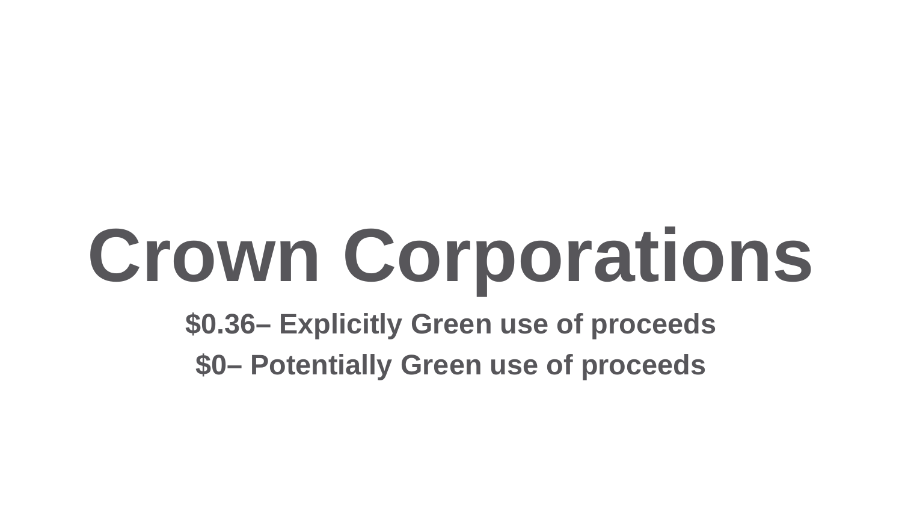# Crown Corporations

**$0.36– Explicitly Green use of proceeds**

**$0– Potentially Green use of proceeds**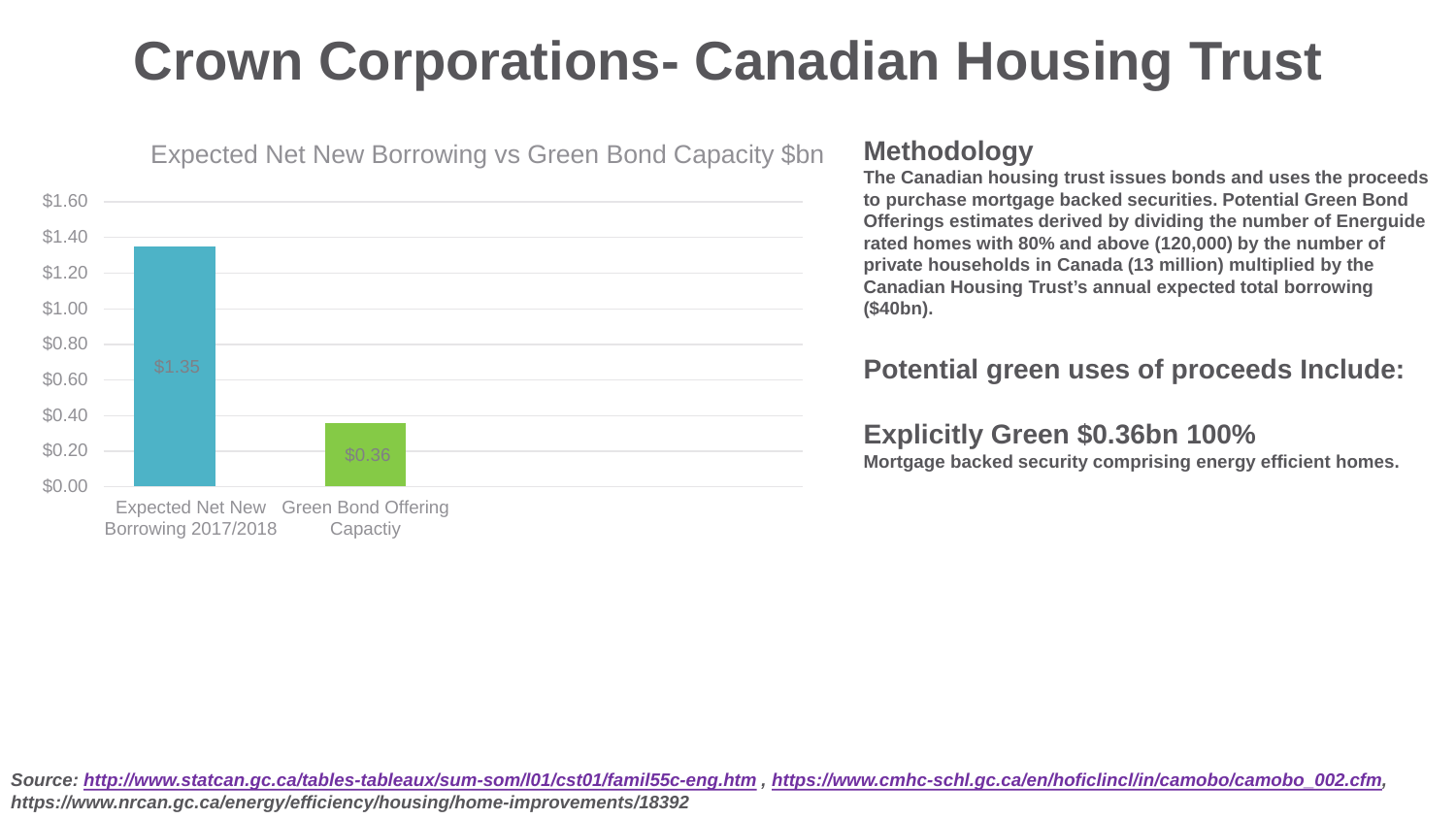# Crown Corporations- Canadian Housing Trust

Expected Net New Borrowing vs Green Bond Capacity $bn

| | $bn |
|---|---|
| Expected Net New Borrowing 2017/2018 | $1.35 |
| Green Bond Offering Capactiy | $0.36 |

## Methodology

**The Canadian housing trust issues bonds and uses the proceeds to purchase mortgage backed securities. Potential Green Bond Offerings estimates derived by dividing the number of Energuide rated homes with 80% and above (120,000) by the number of private households in Canada (13 million) multiplied by the Canadian Housing Trust's annual expected total borrowing ($40bn).**

## Potential green uses of proceeds Include:

## Explicitly Green $0.36bn 100%

**Mortgage backed security comprising energy efficient homes.**

***Source: http://www.statcan.gc.ca/tables-tableaux/sum-som/l01/cst01/famil55c-eng.htm , https://www.cmhc-schl.gc.ca/en/hoficlincl/in/camobo/camobo_002.cfm, https://www.nrcan.gc.ca/energy/efficiency/housing/home-improvements/18392***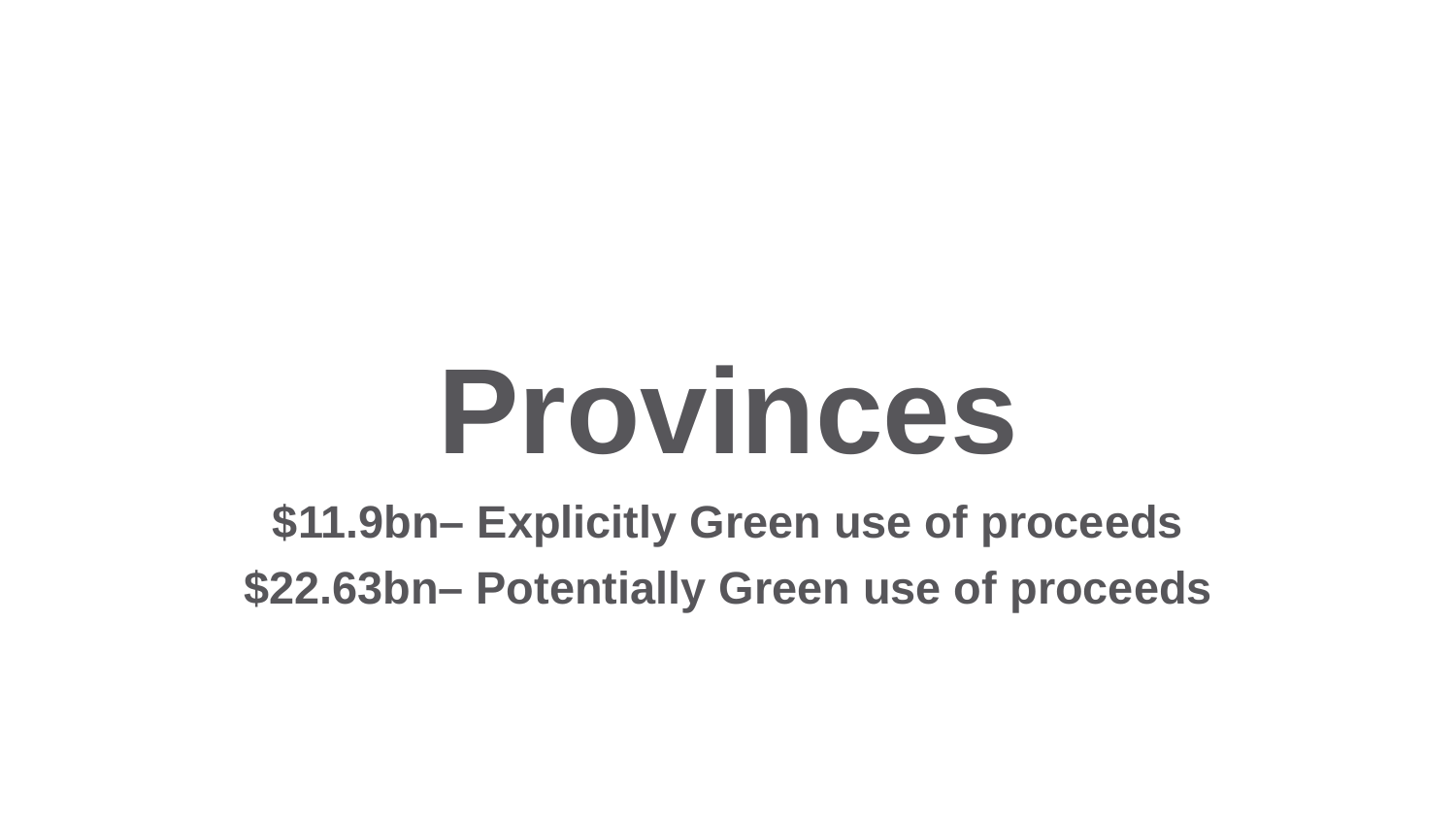# Provinces

**$11.9bn– Explicitly Green use of proceeds**

**$22.63bn– Potentially Green use of proceeds**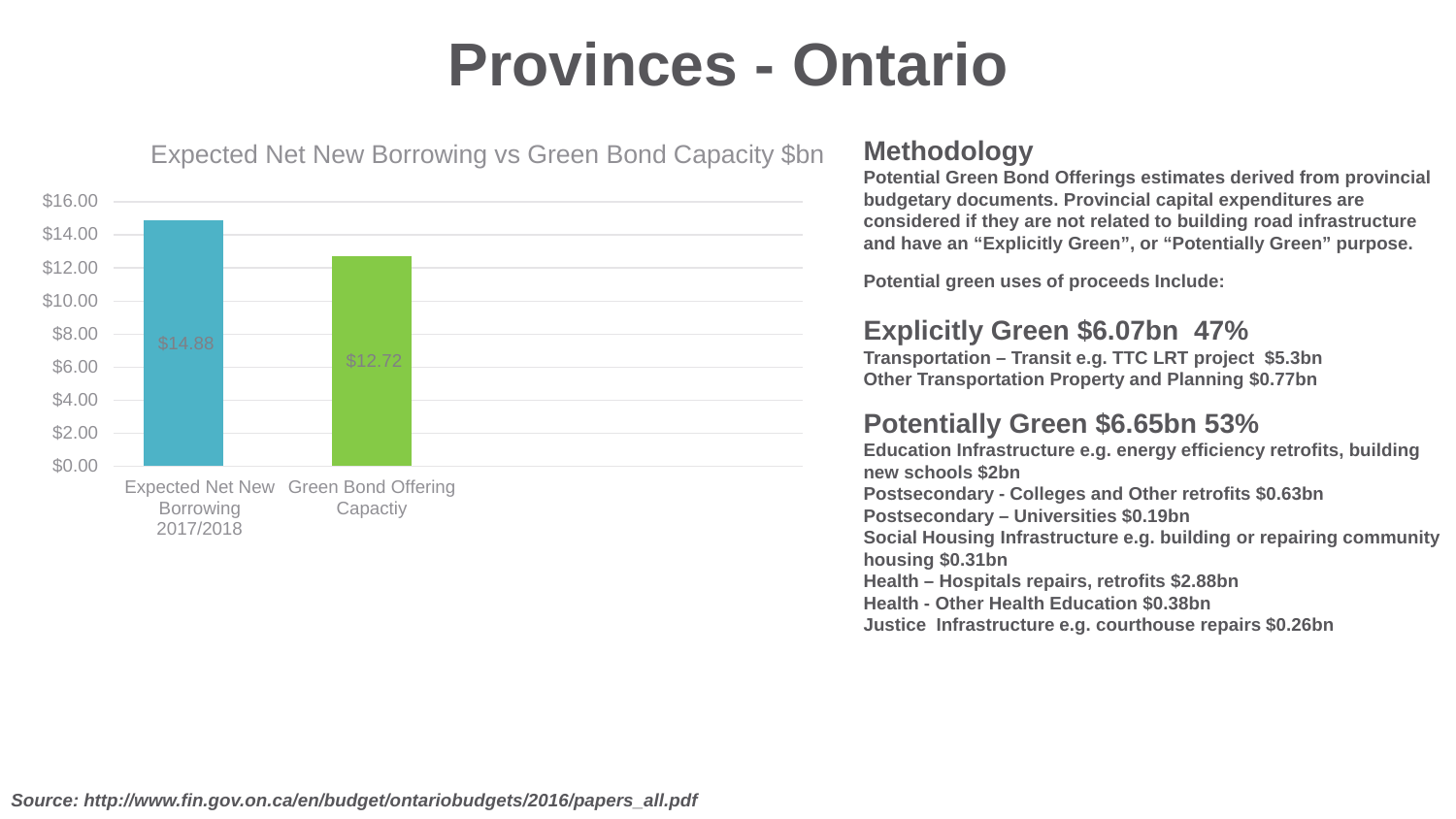# Provinces - Ontario

Expected Net New Borrowing vs Green Bond Capacity $bn

| | Expected Net New Borrowing 2017/2018 | Green Bond Offering Capactiy |
|---|---|---|
| $bn | $14.88 | $12.72 |

## Methodology

**Potential Green Bond Offerings estimates derived from provincial budgetary documents. Provincial capital expenditures are considered if they are not related to building road infrastructure and have an "Explicitly Green", or "Potentially Green" purpose.**

**Potential green uses of proceeds Include:**

## Explicitly Green $6.07bn 47%

**Transportation – Transit e.g. TTC LRT project $5.3bn**
**Other Transportation Property and Planning $0.77bn**

## Potentially Green $6.65bn 53%

**Education Infrastructure e.g. energy efficiency retrofits, building new schools $2bn**
**Postsecondary - Colleges and Other retrofits $0.63bn**
**Postsecondary – Universities $0.19bn**
**Social Housing Infrastructure e.g. building or repairing community housing $0.31bn**
**Health – Hospitals repairs, retrofits $2.88bn**
**Health - Other Health Education $0.38bn**
**Justice Infrastructure e.g. courthouse repairs $0.26bn**

***Source: http://www.fin.gov.on.ca/en/budget/ontariobudgets/2016/papers_all.pdf***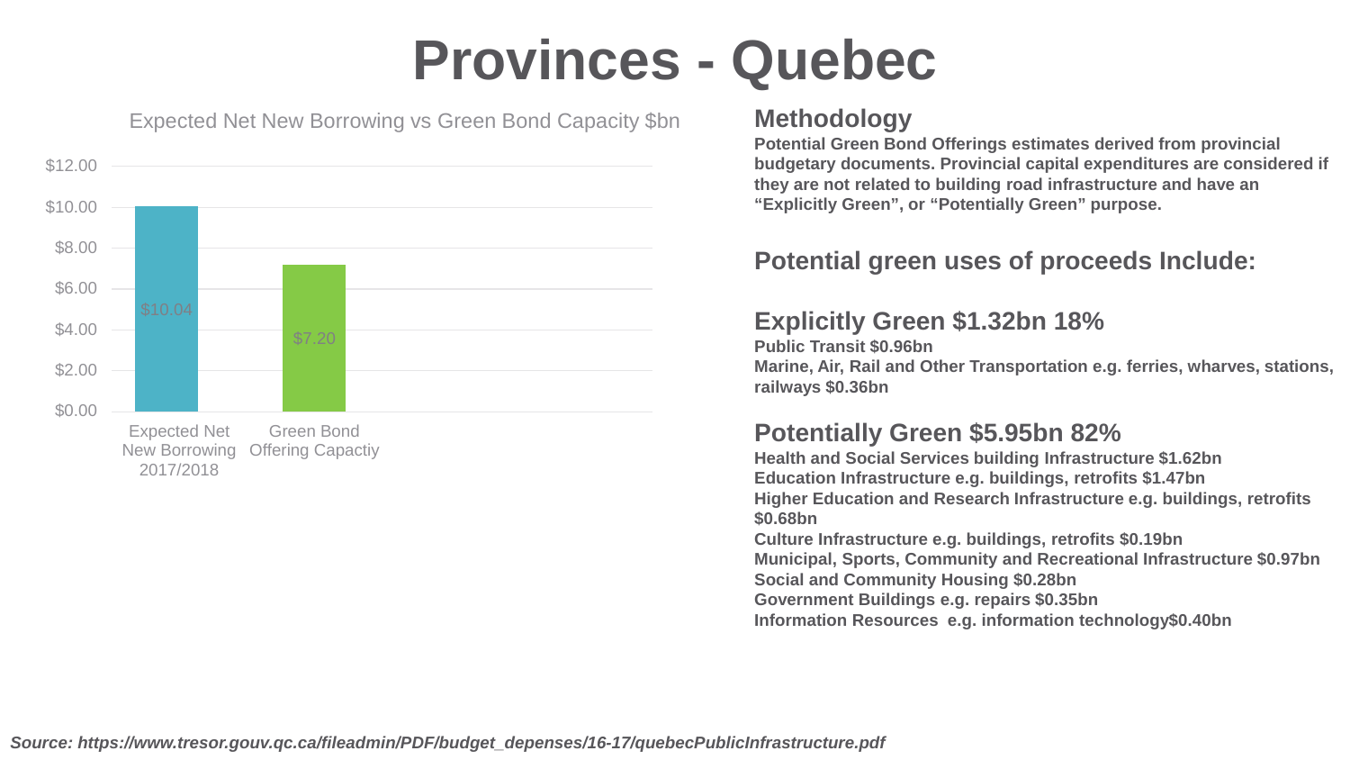# Provinces - Quebec

Expected Net New Borrowing vs Green Bond Capacity $bn

| | $bn |
|---|---|
| Expected Net New Borrowing 2017/2018 | $10.04 |
| Green Bond Offering Capactiy | $7.20 |

## Methodology

**Potential Green Bond Offerings estimates derived from provincial budgetary documents. Provincial capital expenditures are considered if they are not related to building road infrastructure and have an "Explicitly Green", or "Potentially Green" purpose.**

## Potential green uses of proceeds Include:

### Explicitly Green $1.32bn 18%

**Public Transit $0.96bn**
**Marine, Air, Rail and Other Transportation e.g. ferries, wharves, stations, railways $0.36bn**

### Potentially Green $5.95bn 82%

**Health and Social Services building Infrastructure $1.62bn**
**Education Infrastructure e.g. buildings, retrofits $1.47bn**
**Higher Education and Research Infrastructure e.g. buildings, retrofits $0.68bn**
**Culture Infrastructure e.g. buildings, retrofits $0.19bn**
**Municipal, Sports, Community and Recreational Infrastructure $0.97bn**
**Social and Community Housing $0.28bn**
**Government Buildings e.g. repairs $0.35bn**
**Information Resources e.g. information technology$0.40bn**

***Source: https://www.tresor.gouv.qc.ca/fileadmin/PDF/budget_depenses/16-17/quebecPublicInfrastructure.pdf***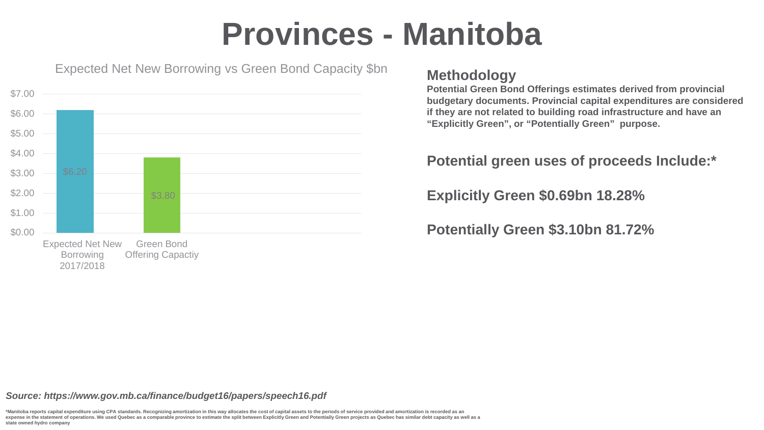# Provinces - Manitoba

Expected Net New Borrowing vs Green Bond Capacity $bn

| | Value ($bn) |
|---|---|
| Expected Net New Borrowing 2017/2018 | $6.20 |
| Green Bond Offering Capactiy | $3.80 |

## Methodology

**Potential Green Bond Offerings estimates derived from provincial budgetary documents. Provincial capital expenditures are considered if they are not related to building road infrastructure and have an "Explicitly Green", or "Potentially Green" purpose.**

**Potential green uses of proceeds Include:***

**Explicitly Green $0.69bn 18.28%**

**Potentially Green $3.10bn 81.72%**

***Source: https://www.gov.mb.ca/finance/budget16/papers/speech16.pdf***

*Manitoba reports capital expenditure using CPA standards. Recognizing amortization in this way allocates the cost of capital assets to the periods of service provided and amortization is recorded as an expense in the statement of operations. We used Quebec as a comparable province to estimate the split between Explicitly Green and Potentially Green projects as Quebec has similar debt capacity as well as a state owned hydro company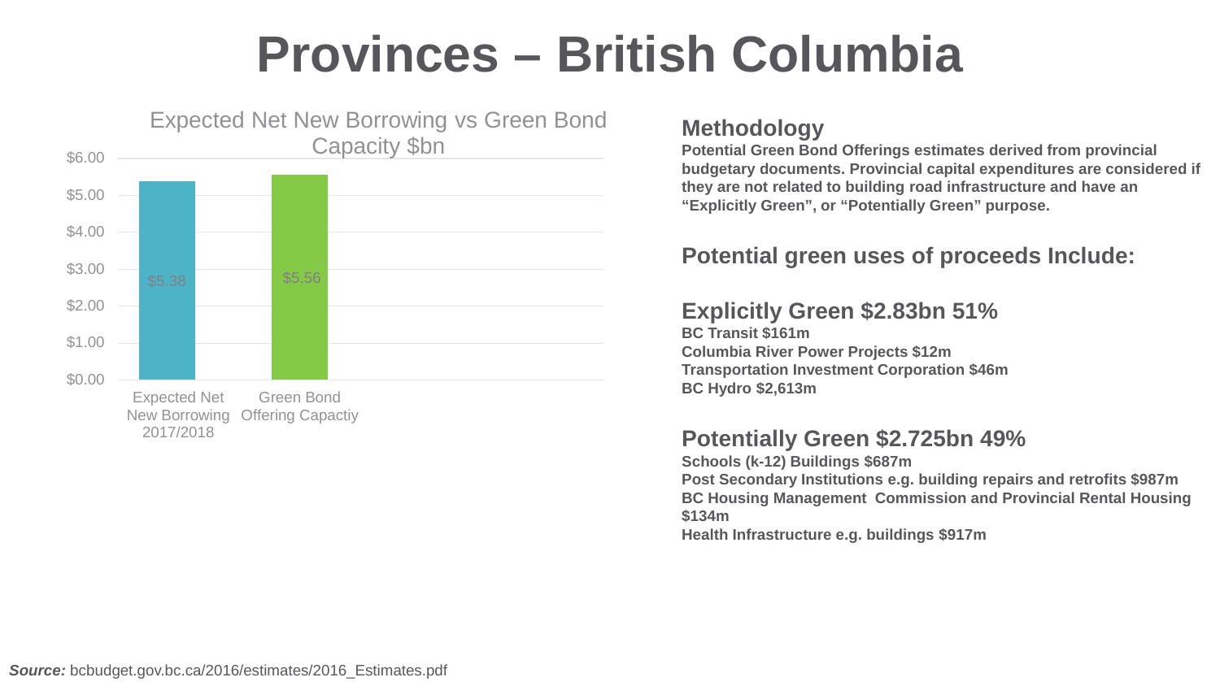# Provinces – British Columbia

**Expected Net New Borrowing vs Green Bond Capacity $bn**

| | Value ($bn) |
|---|---|
| Expected Net New Borrowing 2017/2018 | $5.38 |
| Green Bond Offering Capactiy | $5.56 |

## Methodology

**Potential Green Bond Offerings estimates derived from provincial budgetary documents. Provincial capital expenditures are considered if they are not related to building road infrastructure and have an "Explicitly Green", or "Potentially Green" purpose.**

## Potential green uses of proceeds Include:

### Explicitly Green $2.83bn 51%

**BC Transit $161m**
**Columbia River Power Projects $12m**
**Transportation Investment Corporation $46m**
**BC Hydro $2,613m**

### Potentially Green $2.725bn 49%

**Schools (k-12) Buildings $687m**
**Post Secondary Institutions e.g. building repairs and retrofits $987m**
**BC Housing Management Commission and Provincial Rental Housing $134m**
**Health Infrastructure e.g. buildings $917m**

***Source:*** bcbudget.gov.bc.ca/2016/estimates/2016_Estimates.pdf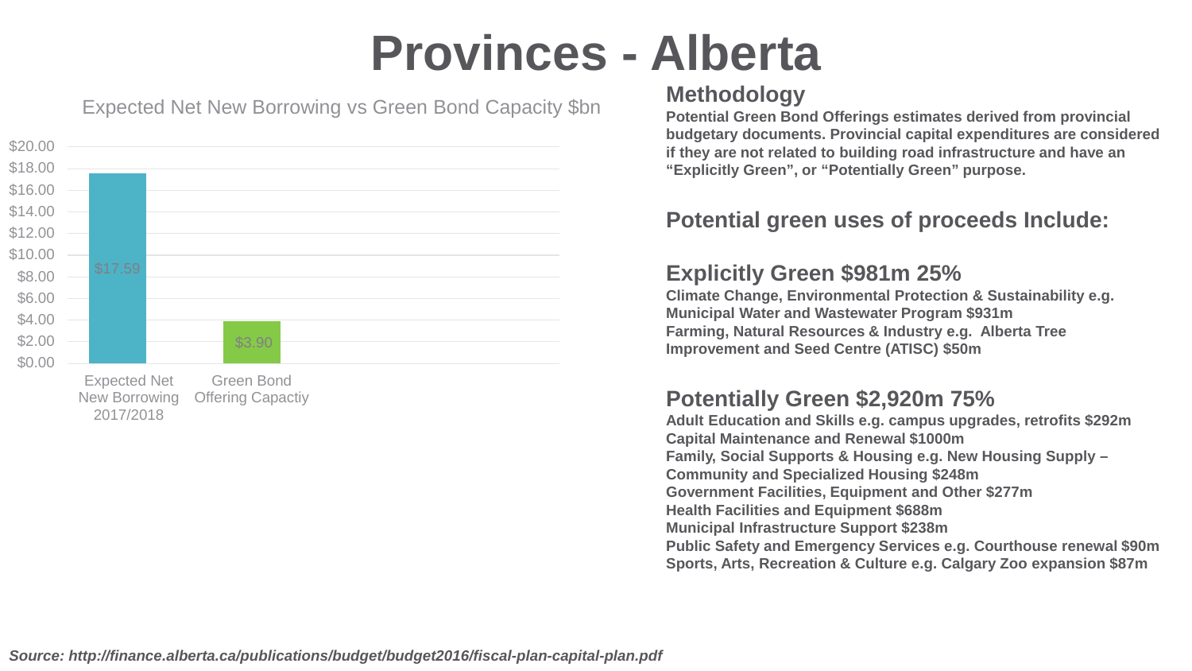# Provinces - Alberta

Expected Net New Borrowing vs Green Bond Capacity $bn

| | $bn |
|---|---|
| Expected Net New Borrowing 2017/2018 | $17.59 |
| Green Bond Offering Capactiy | $3.90 |

## Methodology

**Potential Green Bond Offerings estimates derived from provincial budgetary documents. Provincial capital expenditures are considered if they are not related to building road infrastructure and have an "Explicitly Green", or "Potentially Green" purpose.**

## Potential green uses of proceeds Include:

### Explicitly Green $981m 25%

**Climate Change, Environmental Protection & Sustainability e.g. Municipal Water and Wastewater Program $931m**
**Farming, Natural Resources & Industry e.g. Alberta Tree Improvement and Seed Centre (ATISC) $50m**

### Potentially Green $2,920m 75%

**Adult Education and Skills e.g. campus upgrades, retrofits $292m**
**Capital Maintenance and Renewal $1000m**
**Family, Social Supports & Housing e.g. New Housing Supply – Community and Specialized Housing $248m**
**Government Facilities, Equipment and Other $277m**
**Health Facilities and Equipment $688m**
**Municipal Infrastructure Support $238m**
**Public Safety and Emergency Services e.g. Courthouse renewal $90m**
**Sports, Arts, Recreation & Culture e.g. Calgary Zoo expansion $87m**

***Source: http://finance.alberta.ca/publications/budget/budget2016/fiscal-plan-capital-plan.pdf***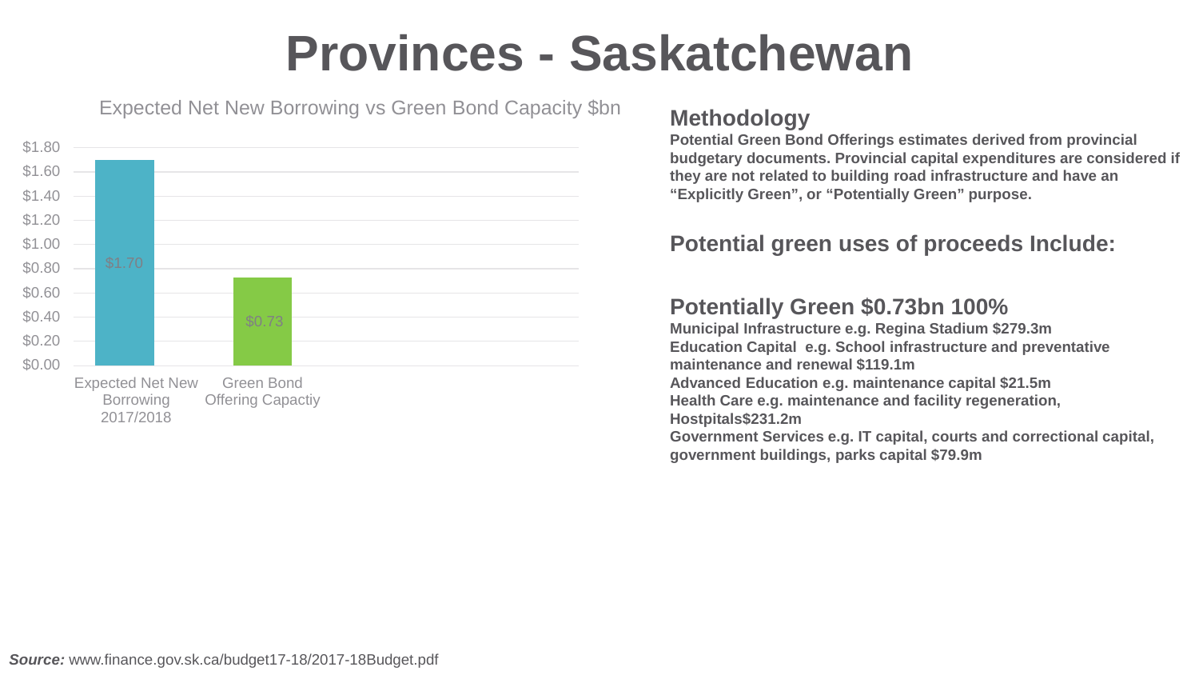# Provinces - Saskatchewan

Expected Net New Borrowing vs Green Bond Capacity $bn

| | $bn |
|---|---|
| Expected Net New Borrowing 2017/2018 | $1.70 |
| Green Bond Offering Capactiy | $0.73 |

## Methodology

**Potential Green Bond Offerings estimates derived from provincial budgetary documents. Provincial capital expenditures are considered if they are not related to building road infrastructure and have an "Explicitly Green", or "Potentially Green" purpose.**

## Potential green uses of proceeds Include:

## Potentially Green $0.73bn 100%

**Municipal Infrastructure e.g. Regina Stadium $279.3m**
**Education Capital e.g. School infrastructure and preventative maintenance and renewal $119.1m**
**Advanced Education e.g. maintenance capital $21.5m**
**Health Care e.g. maintenance and facility regeneration, Hostpitals$231.2m**
**Government Services e.g. IT capital, courts and correctional capital, government buildings, parks capital $79.9m**

***Source:*** www.finance.gov.sk.ca/budget17-18/2017-18Budget.pdf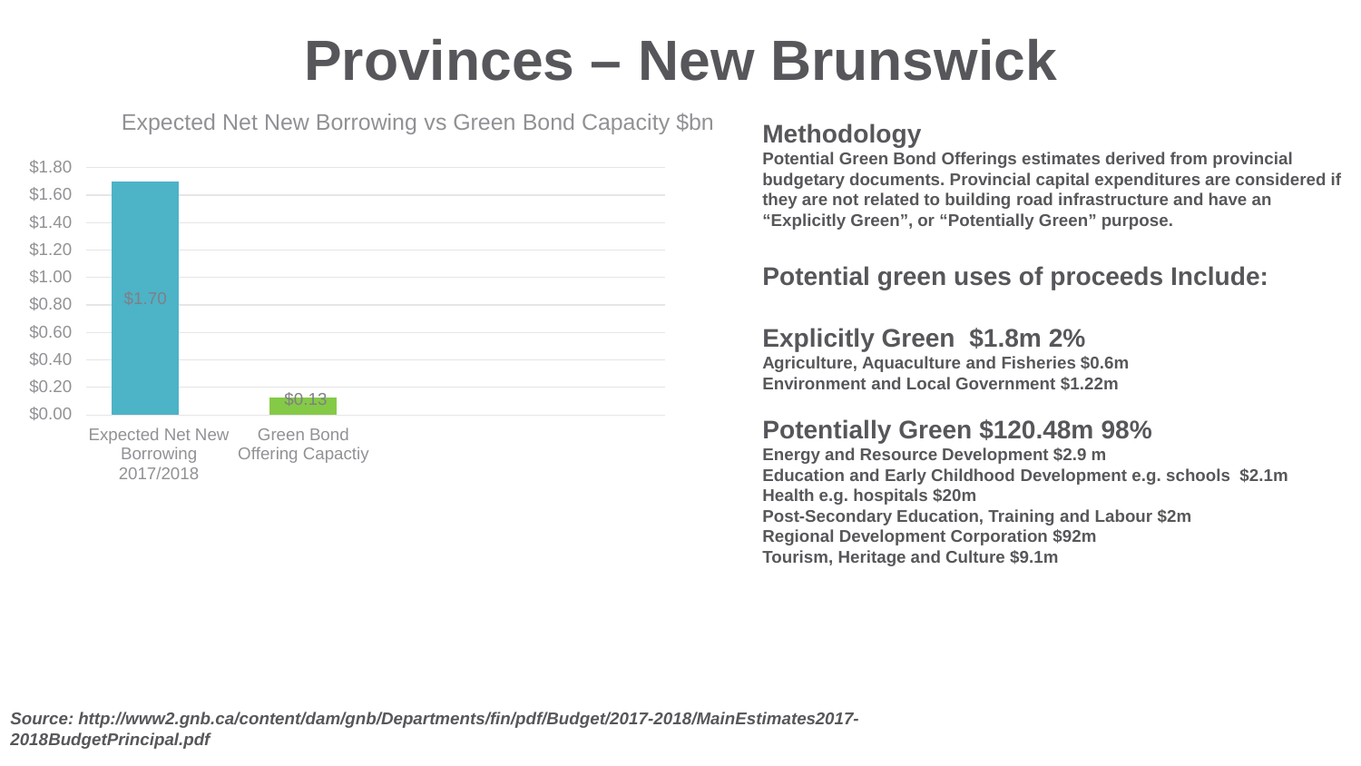# Provinces – New Brunswick

Expected Net New Borrowing vs Green Bond Capacity $bn

| | $bn |
|---|---|
| Expected Net New Borrowing 2017/2018 | $1.70 |
| Green Bond Offering Capactiy | $0.13 |

## Methodology

**Potential Green Bond Offerings estimates derived from provincial budgetary documents. Provincial capital expenditures are considered if they are not related to building road infrastructure and have an "Explicitly Green", or "Potentially Green" purpose.**

## Potential green uses of proceeds Include:

### Explicitly Green $1.8m 2%

**Agriculture, Aquaculture and Fisheries $0.6m**
**Environment and Local Government $1.22m**

### Potentially Green $120.48m 98%

**Energy and Resource Development $2.9 m**
**Education and Early Childhood Development e.g. schools $2.1m**
**Health e.g. hospitals $20m**
**Post-Secondary Education, Training and Labour $2m**
**Regional Development Corporation $92m**
**Tourism, Heritage and Culture $9.1m**

***Source: http://www2.gnb.ca/content/dam/gnb/Departments/fin/pdf/Budget/2017-2018/MainEstimates2017-2018BudgetPrincipal.pdf***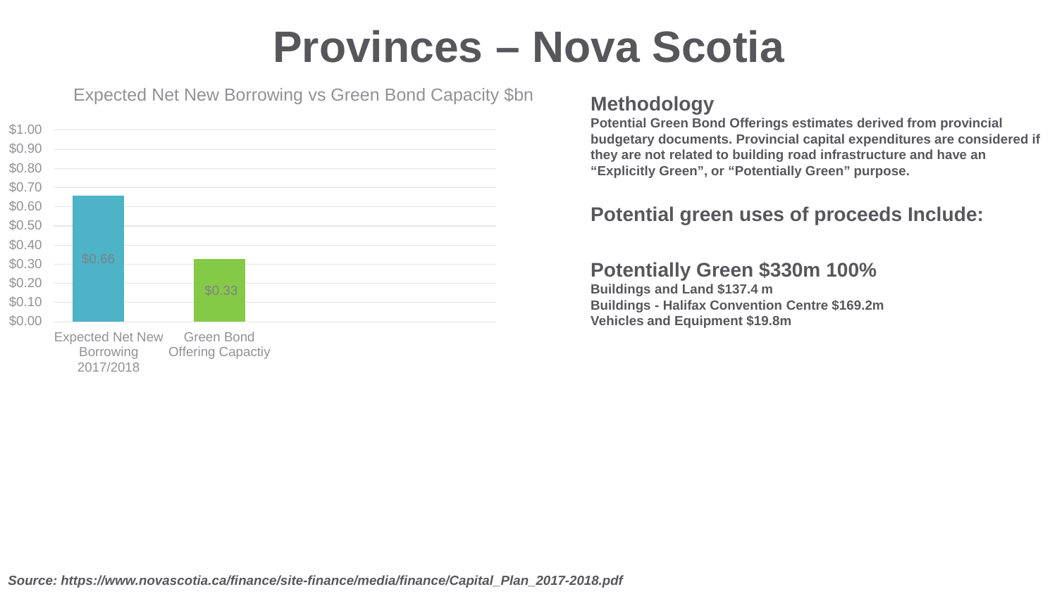# Provinces – Nova Scotia

Expected Net New Borrowing vs Green Bond Capacity $bn

| | Value ($bn) |
|---|---|
| Expected Net New Borrowing 2017/2018 | $0.66 |
| Green Bond Offering Capactiy | $0.33 |

## Methodology

**Potential Green Bond Offerings estimates derived from provincial budgetary documents. Provincial capital expenditures are considered if they are not related to building road infrastructure and have an "Explicitly Green", or "Potentially Green" purpose.**

## Potential green uses of proceeds Include:

## Potentially Green $330m 100%

**Buildings and Land $137.4 m**
**Buildings - Halifax Convention Centre $169.2m**
**Vehicles and Equipment $19.8m**

***Source: https://www.novascotia.ca/finance/site-finance/media/finance/Capital_Plan_2017-2018.pdf***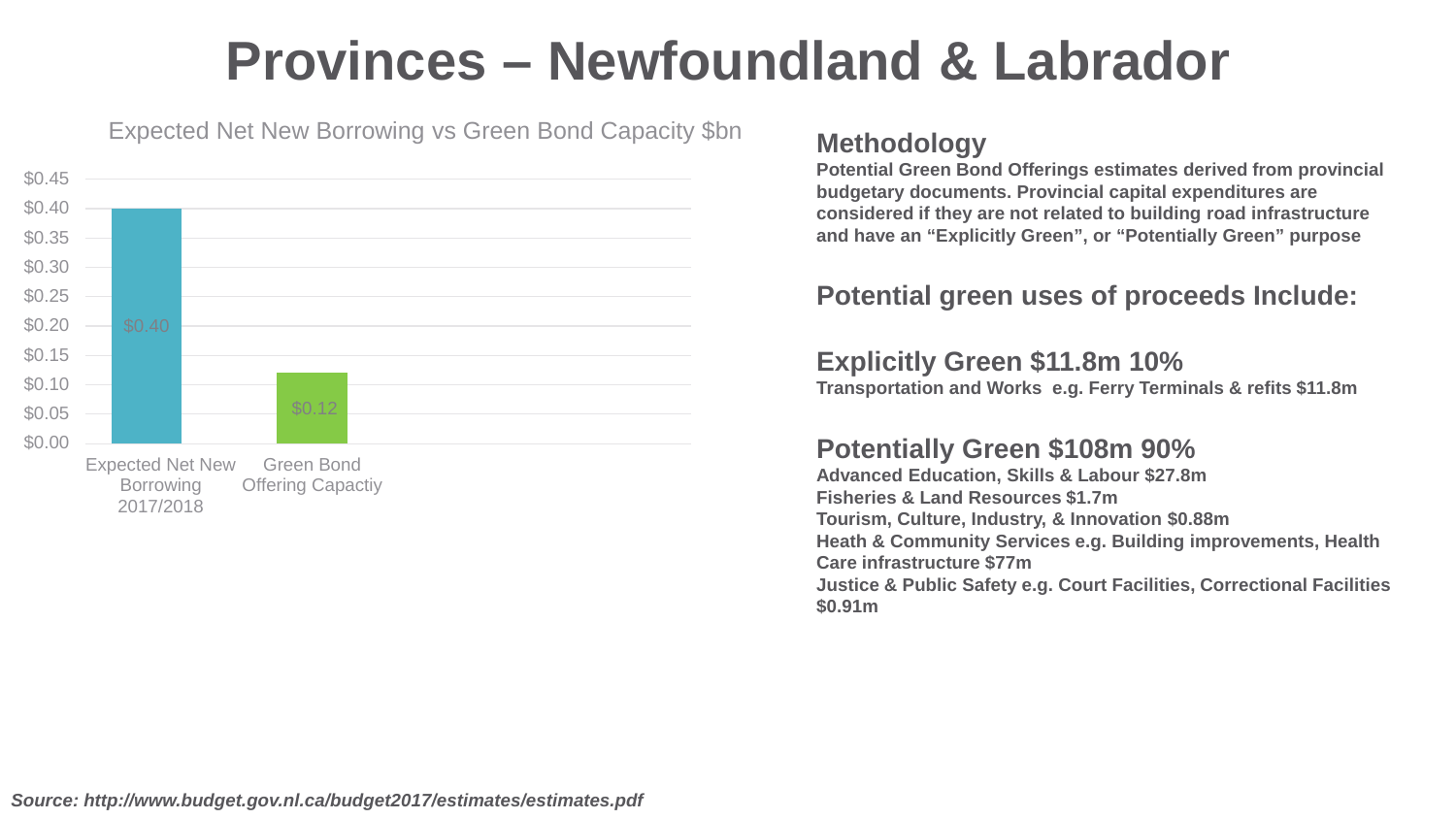# Provinces – Newfoundland & Labrador

Expected Net New Borrowing vs Green Bond Capacity $bn

| | $bn |
|---|---|
| Expected Net New Borrowing 2017/2018 | $0.40 |
| Green Bond Offering Capactiy | $0.12 |

## Methodology

**Potential Green Bond Offerings estimates derived from provincial budgetary documents. Provincial capital expenditures are considered if they are not related to building road infrastructure and have an "Explicitly Green", or "Potentially Green" purpose**

## Potential green uses of proceeds Include:

### Explicitly Green $11.8m 10%

**Transportation and Works e.g. Ferry Terminals & refits $11.8m**

### Potentially Green $108m 90%

**Advanced Education, Skills & Labour $27.8m**
**Fisheries & Land Resources $1.7m**
**Tourism, Culture, Industry, & Innovation $0.88m**
**Heath & Community Services e.g. Building improvements, Health Care infrastructure $77m**
**Justice & Public Safety e.g. Court Facilities, Correctional Facilities $0.91m**

***Source: http://www.budget.gov.nl.ca/budget2017/estimates/estimates.pdf***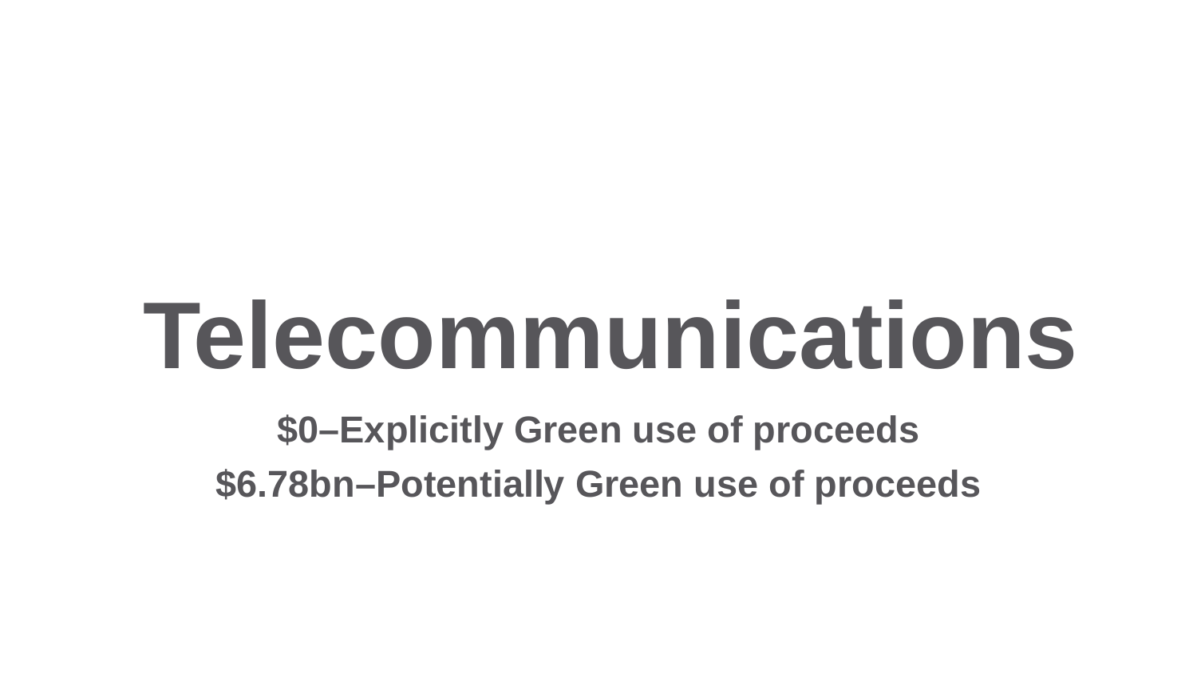# Telecommunications

**$0–Explicitly Green use of proceeds**

**$6.78bn–Potentially Green use of proceeds**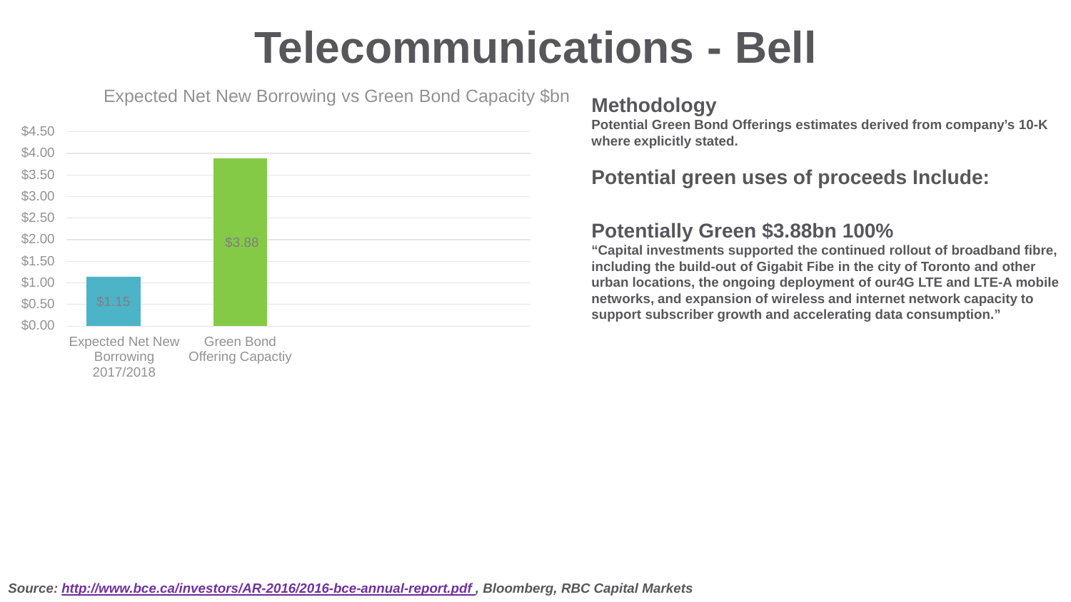# Telecommunications - Bell

Expected Net New Borrowing vs Green Bond Capacity $bn

| | Value ($bn) |
|---|---|
| Expected Net New Borrowing 2017/2018 | $1.15 |
| Green Bond Offering Capactiy | $3.88 |

## Methodology

**Potential Green Bond Offerings estimates derived from company's 10-K where explicitly stated.**

## Potential green uses of proceeds Include:

## Potentially Green $3.88bn 100%

**"Capital investments supported the continued rollout of broadband fibre, including the build-out of Gigabit Fibe in the city of Toronto and other urban locations, the ongoing deployment of our4G LTE and LTE-A mobile networks, and expansion of wireless and internet network capacity to support subscriber growth and accelerating data consumption."**

***Source: http://www.bce.ca/investors/AR-2016/2016-bce-annual-report.pdf , Bloomberg, RBC Capital Markets***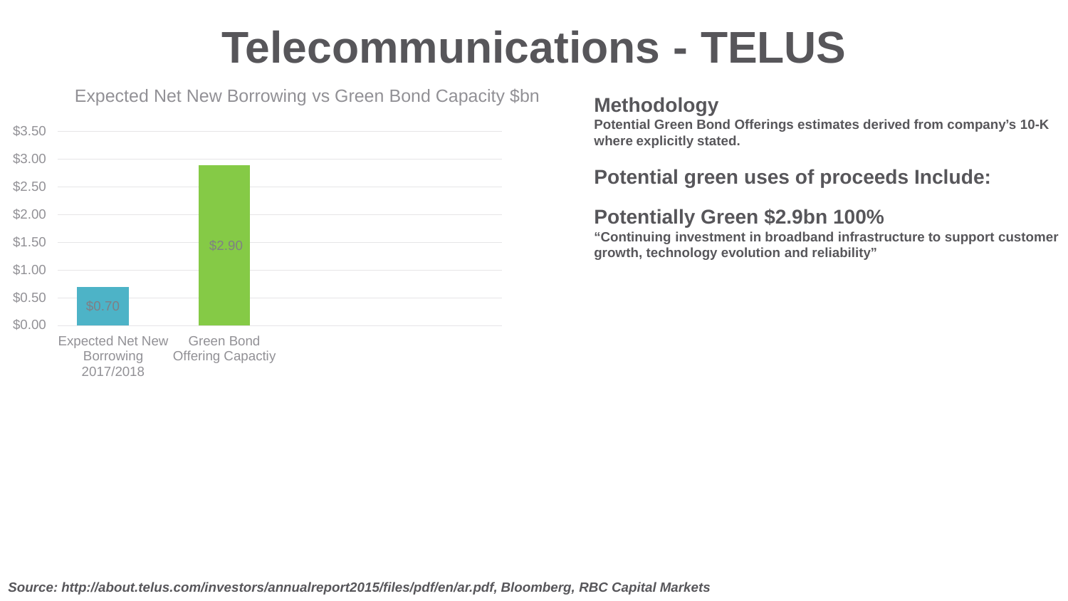# Telecommunications - TELUS

Expected Net New Borrowing vs Green Bond Capacity $bn

| | $bn |
|---|---|
| Expected Net New Borrowing 2017/2018 | $0.70 |
| Green Bond Offering Capactiy | $2.90 |

## Methodology

**Potential Green Bond Offerings estimates derived from company's 10-K where explicitly stated.**

## Potential green uses of proceeds Include:

## Potentially Green $2.9bn 100%

**"Continuing investment in broadband infrastructure to support customer growth, technology evolution and reliability"**

***Source: http://about.telus.com/investors/annualreport2015/files/pdf/en/ar.pdf, Bloomberg, RBC Capital Markets***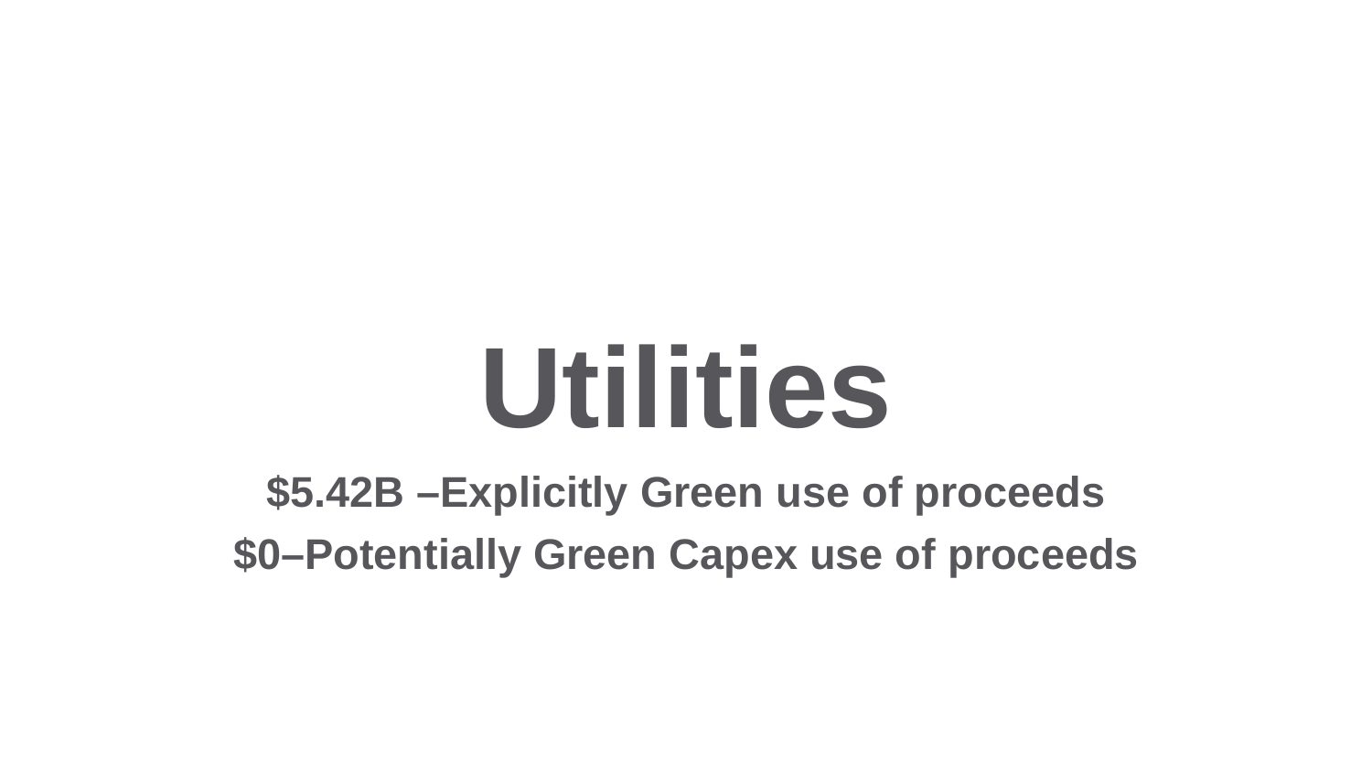# Utilities

**$5.42B –Explicitly Green use of proceeds**

**$0–Potentially Green Capex use of proceeds**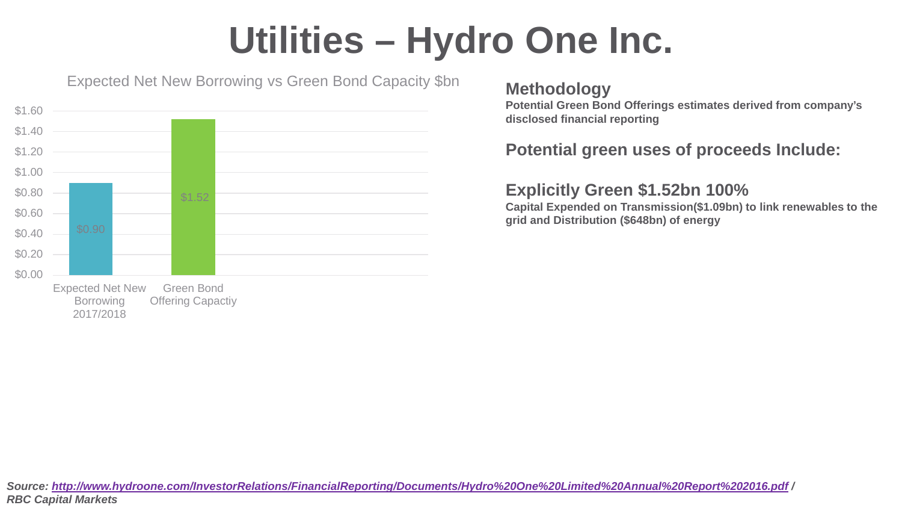# Utilities – Hydro One Inc.

Expected Net New Borrowing vs Green Bond Capacity $bn

| | Expected Net New Borrowing 2017/2018 | Green Bond Offering Capactiy |
|---|---|---|
| $bn | $0.90 | $1.52 |

## Methodology

**Potential Green Bond Offerings estimates derived from company's disclosed financial reporting**

## Potential green uses of proceeds Include:

## Explicitly Green $1.52bn 100%

**Capital Expended on Transmission($1.09bn) to link renewables to the grid and Distribution ($648bn) of energy**

***Source: [http://www.hydroone.com/InvestorRelations/FinancialReporting/Documents/Hydro%20One%20Limited%20Annual%20Report%202016.pdf](http://www.hydroone.com/InvestorRelations/FinancialReporting/Documents/Hydro%20One%20Limited%20Annual%20Report%202016.pdf) / RBC Capital Markets***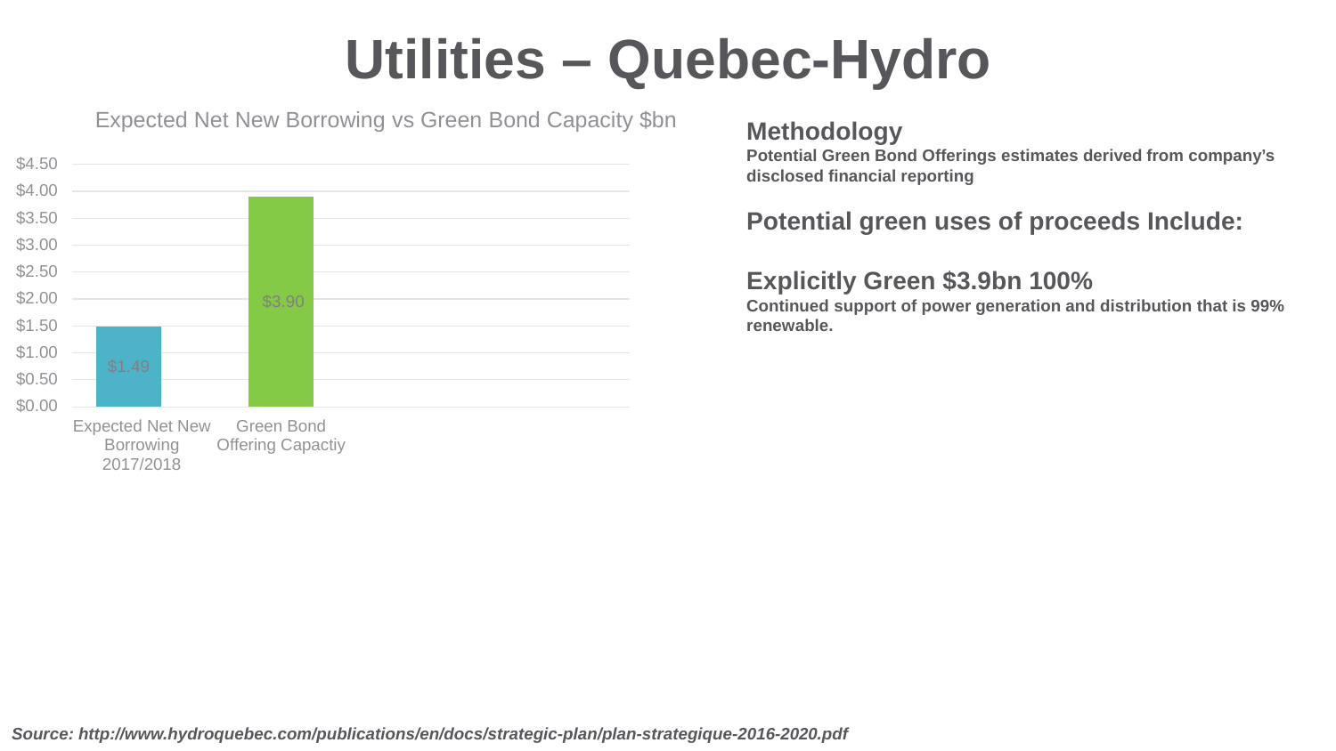# Utilities – Quebec-Hydro

Expected Net New Borrowing vs Green Bond Capacity $bn

| | Value ($bn) |
|---|---|
| Expected Net New Borrowing 2017/2018 | $1.49 |
| Green Bond Offering Capactiy | $3.90 |

## Methodology

**Potential Green Bond Offerings estimates derived from company's disclosed financial reporting**

## Potential green uses of proceeds Include:

## Explicitly Green $3.9bn 100%

**Continued support of power generation and distribution that is 99% renewable.**

***Source: http://www.hydroquebec.com/publications/en/docs/strategic-plan/plan-strategique-2016-2020.pdf***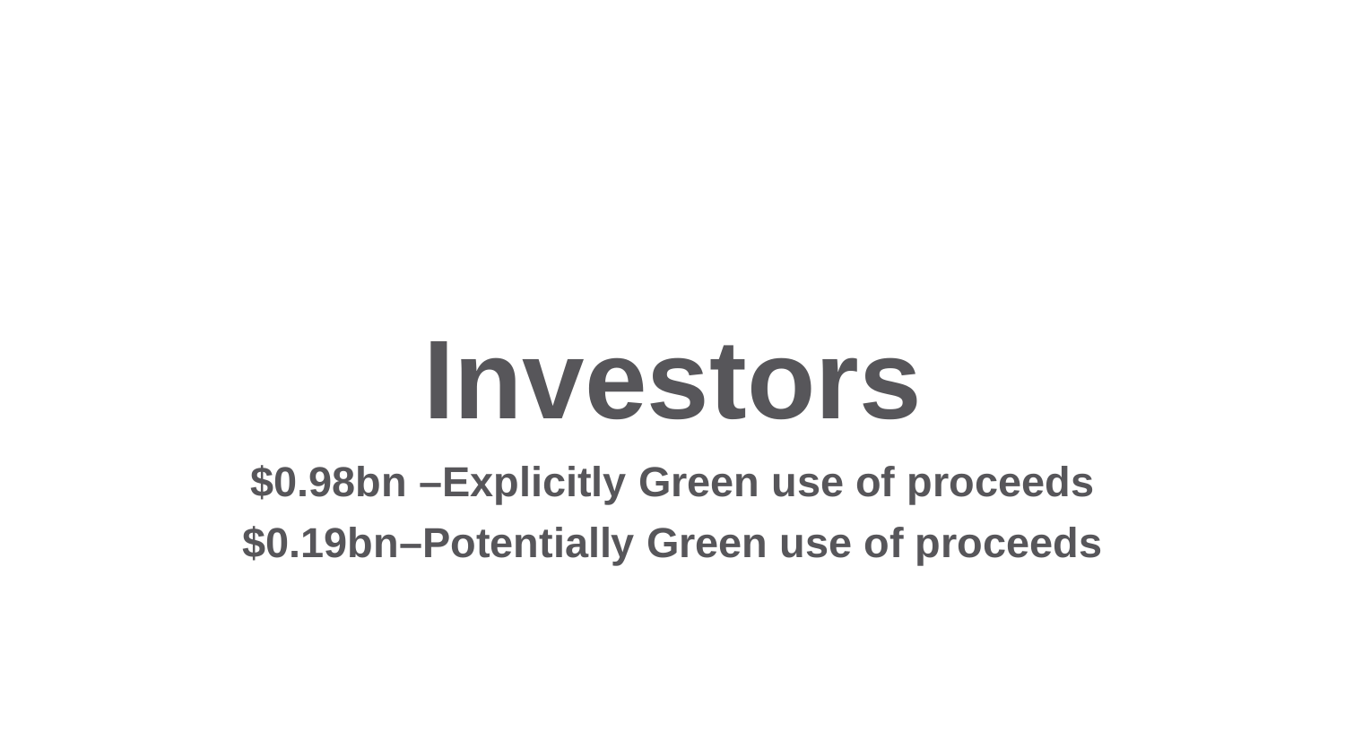# Investors

**$0.98bn –Explicitly Green use of proceeds**

**$0.19bn–Potentially Green use of proceeds**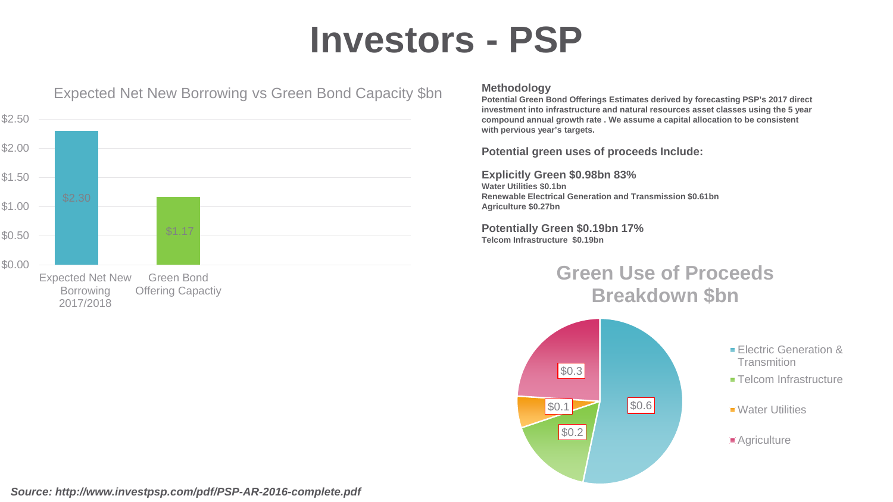# Investors - PSP

**Expected Net New Borrowing vs Green Bond Capacity $bn**

| | Value ($bn) |
|---|---|
| Expected Net New Borrowing 2017/2018 | $2.30 |
| Green Bond Offering Capactiy | $1.17 |

**Methodology**

**Potential Green Bond Offerings Estimates derived by forecasting PSP's 2017 direct investment into infrastructure and natural resources asset classes using the 5 year compound annual growth rate . We assume a capital allocation to be consistent with pervious year's targets.**

**Potential green uses of proceeds Include:**

**Explicitly Green $0.98bn 83%**
**Water Utilities $0.1bn**
**Renewable Electrical Generation and Transmission $0.61bn**
**Agriculture $0.27bn**

**Potentially Green $0.19bn 17%**
**Telcom Infrastructure $0.19bn**

**Green Use of Proceeds Breakdown $bn**

| Category | Value |
|---|---|
| Electric Generation & Transmition | $0.6 |
| Telcom Infrastructure | $0.2 |
| Water Utilities | $0.1 |
| Agriculture | $0.3 |

***Source: http://www.investpsp.com/pdf/PSP-AR-2016-complete.pdf***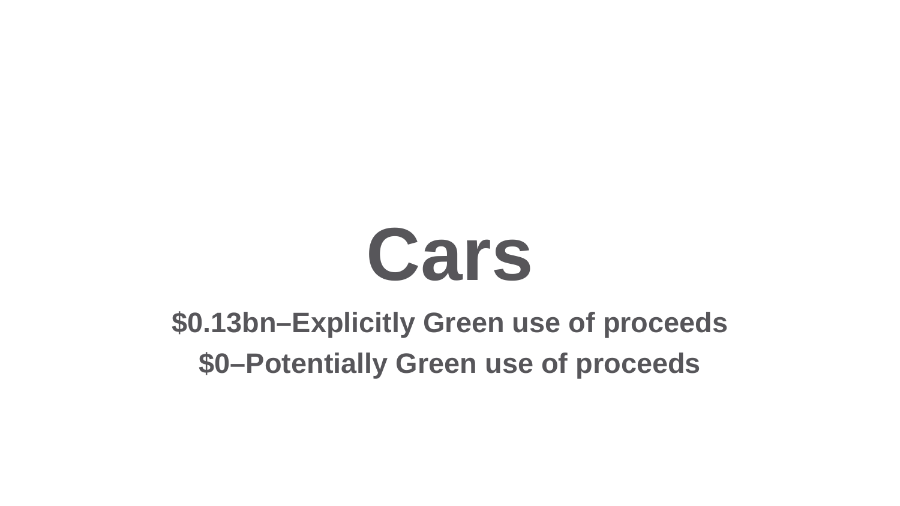# Cars

**$0.13bn–Explicitly Green use of proceeds**

**$0–Potentially Green use of proceeds**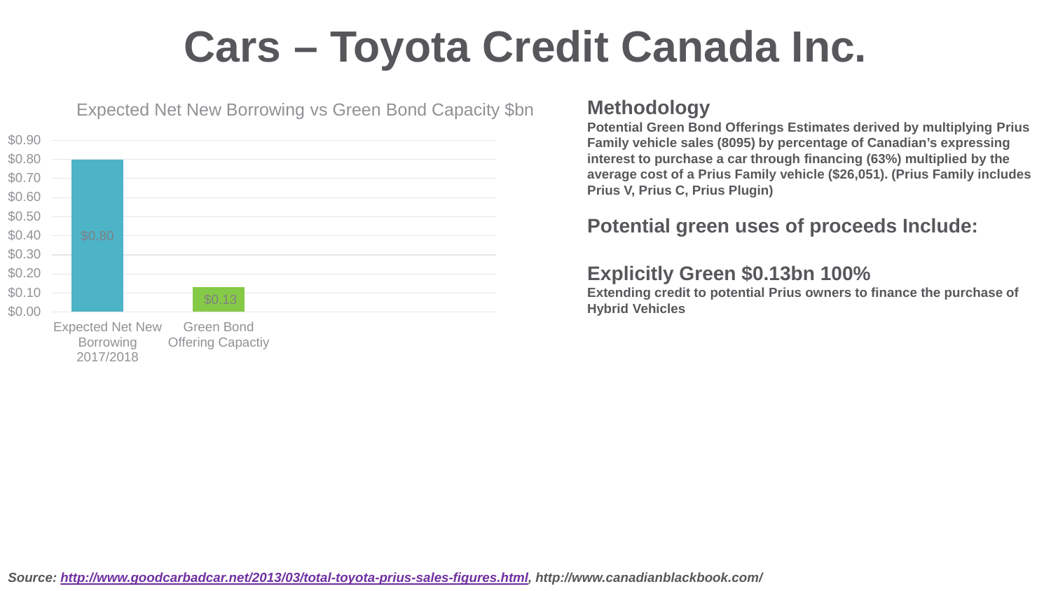# Cars – Toyota Credit Canada Inc.

**Expected Net New Borrowing vs Green Bond Capacity $bn**

| | Value ($bn) |
|---|---|
| Expected Net New Borrowing 2017/2018 | $0.80 |
| Green Bond Offering Capactiy | $0.13 |

## Methodology

**Potential Green Bond Offerings Estimates derived by multiplying Prius Family vehicle sales (8095) by percentage of Canadian's expressing interest to purchase a car through financing (63%) multiplied by the average cost of a Prius Family vehicle ($26,051). (Prius Family includes Prius V, Prius C, Prius Plugin)**

## Potential green uses of proceeds Include:

## Explicitly Green $0.13bn 100%

**Extending credit to potential Prius owners to finance the purchase of Hybrid Vehicles**

***Source: http://www.goodcarbadcar.net/2013/03/total-toyota-prius-sales-figures.html, http://www.canadianblackbook.com/***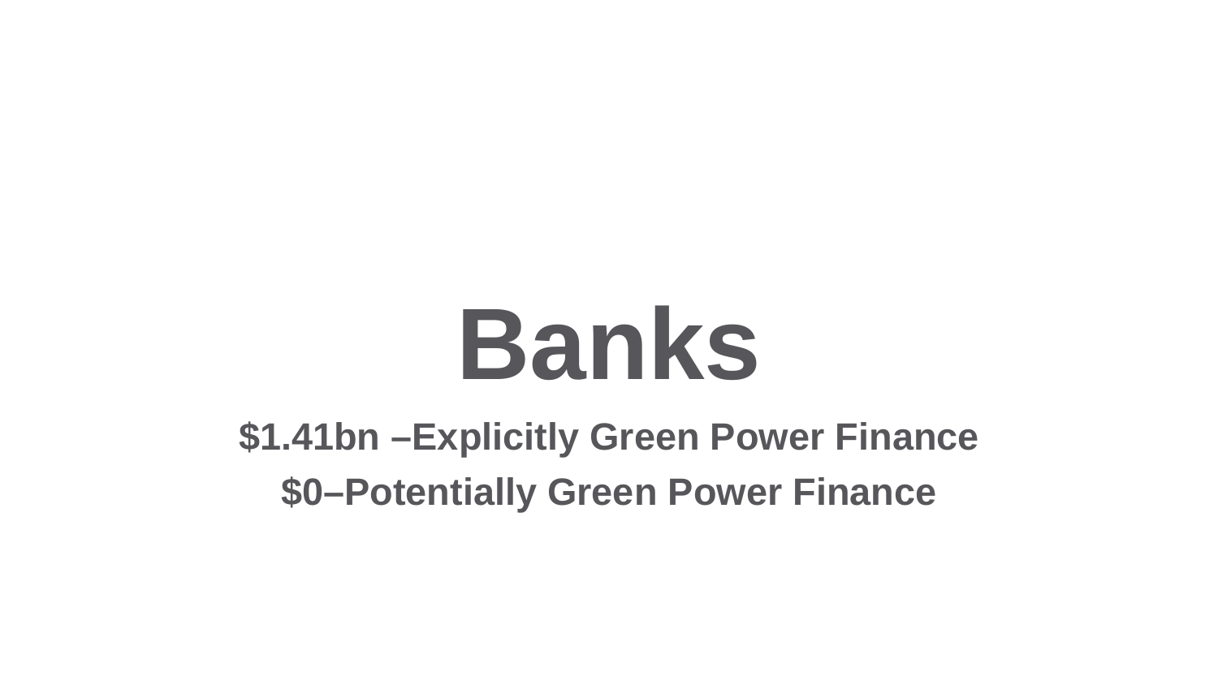# Banks

**$1.41bn –Explicitly Green Power Finance**

**$0–Potentially Green Power Finance**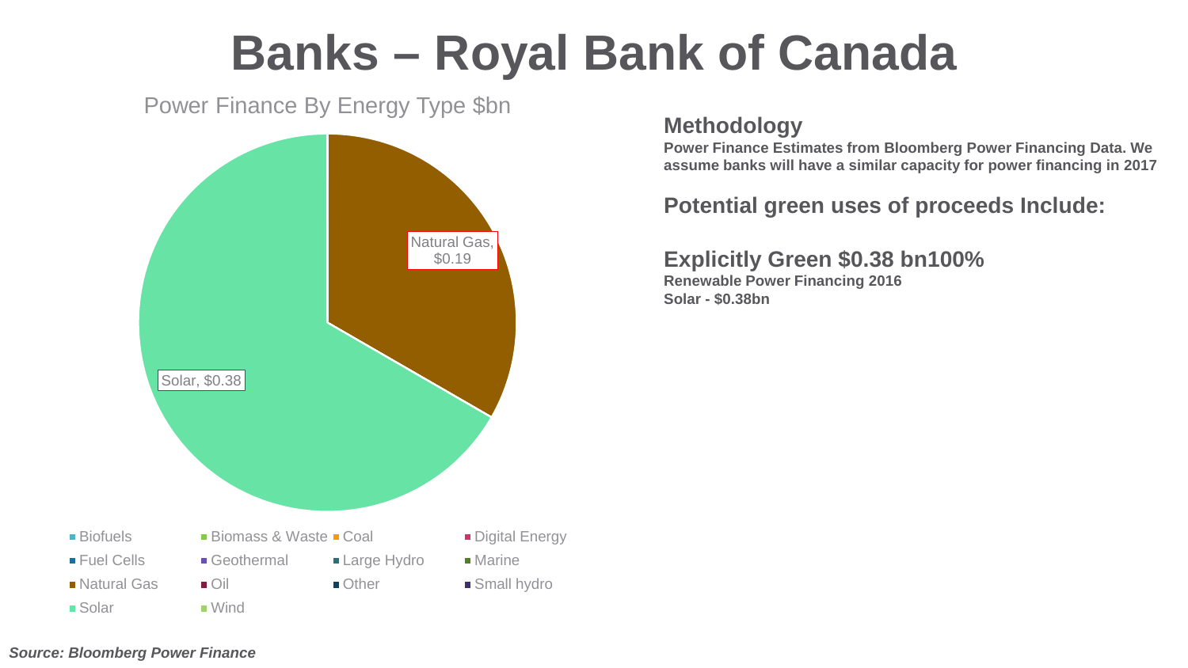# Banks – Royal Bank of Canada

Power Finance By Energy Type $bn

Natural Gas, $0.19

Solar, $0.38

Biofuels | Biomass & Waste | Coal | Digital Energy | Fuel Cells | Geothermal | Large Hydro | Marine | Natural Gas | Oil | Other | Small hydro | Solar | Wind

## Methodology

**Power Finance Estimates from Bloomberg Power Financing Data. We assume banks will have a similar capacity for power financing in 2017**

## Potential green uses of proceeds Include:

## Explicitly Green $0.38 bn100%

**Renewable Power Financing 2016**
**Solar - $0.38bn**

***Source: Bloomberg Power Finance***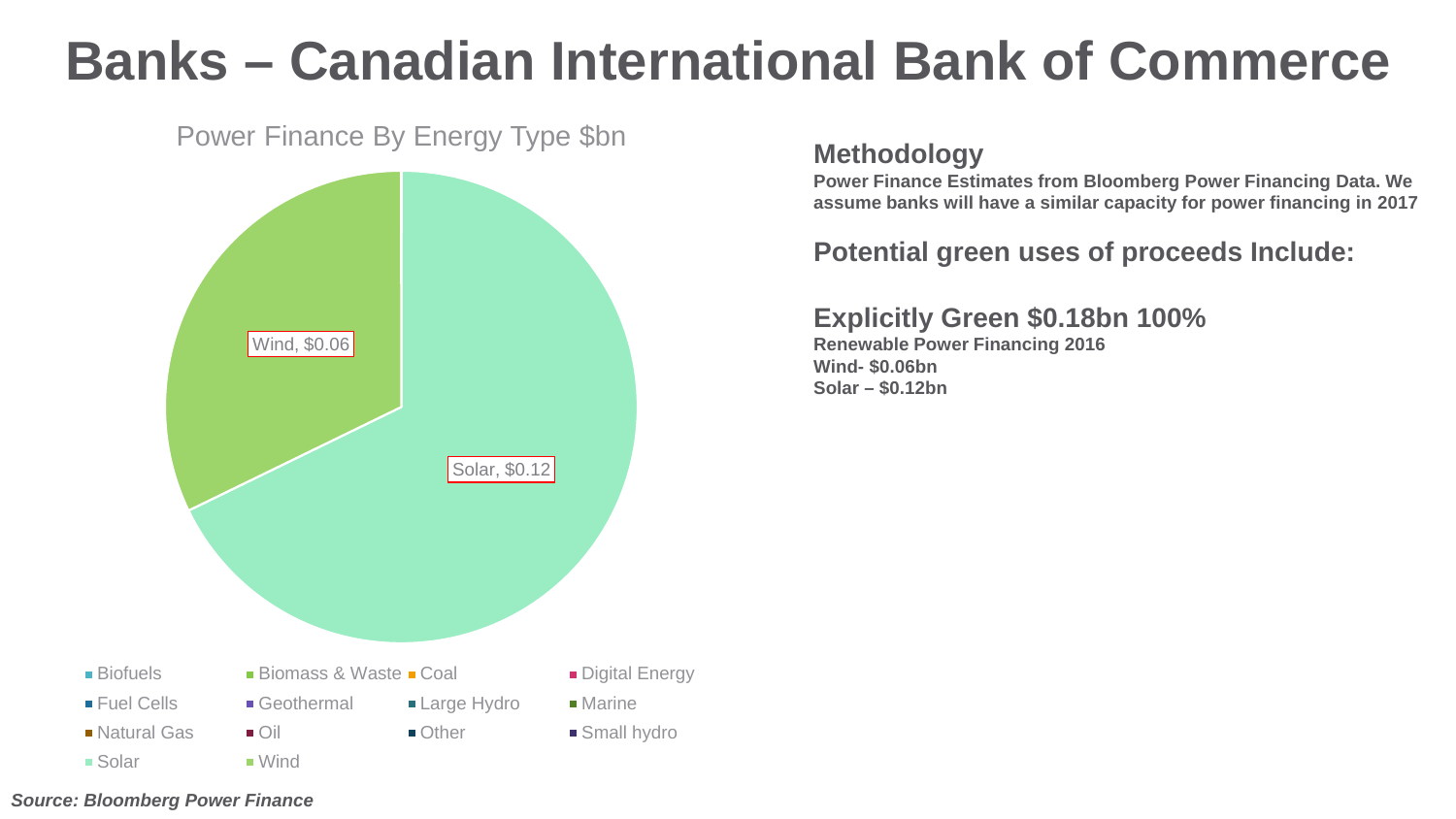# Banks – Canadian International Bank of Commerce

Power Finance By Energy Type $bn

Wind, $0.06

Solar, $0.12

Biofuels | Biomass & Waste | Coal | Digital Energy | Fuel Cells | Geothermal | Large Hydro | Marine | Natural Gas | Oil | Other | Small hydro | Solar | Wind

## Methodology

**Power Finance Estimates from Bloomberg Power Financing Data. We assume banks will have a similar capacity for power financing in 2017**

## Potential green uses of proceeds Include:

## Explicitly Green $0.18bn 100%

**Renewable Power Financing 2016**
**Wind- $0.06bn**
**Solar – $0.12bn**

***Source: Bloomberg Power Finance***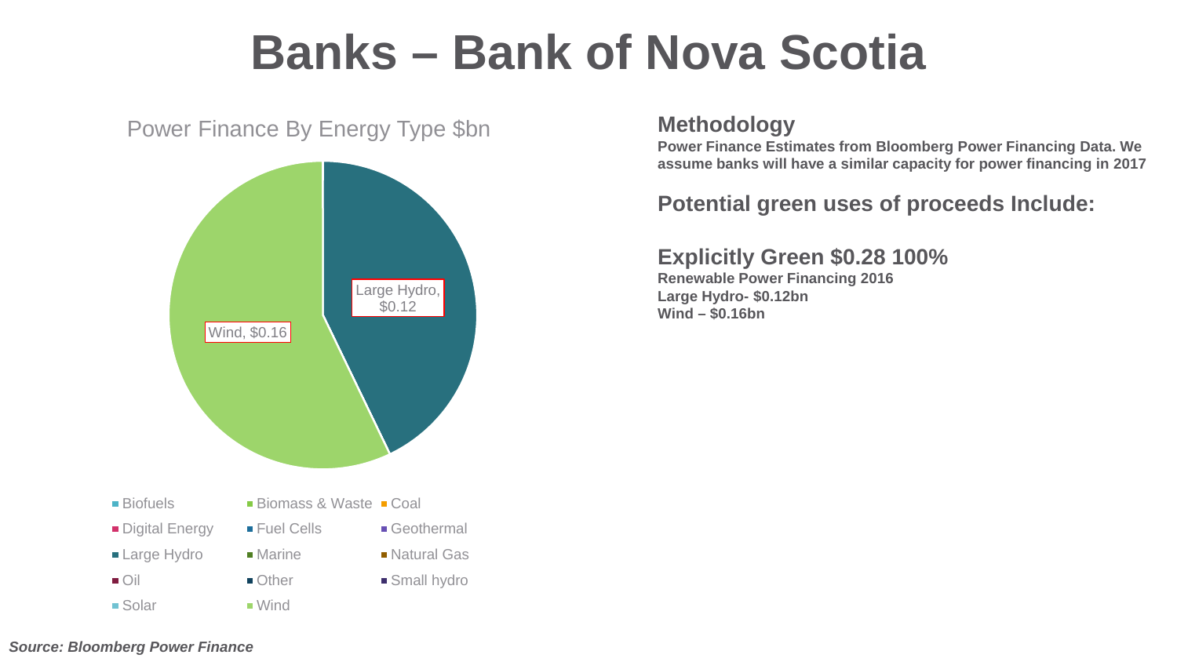# Banks – Bank of Nova Scotia

Power Finance By Energy Type $bn

Large Hydro, $0.12

Wind, $0.16

- Biofuels
- Biomass & Waste
- Coal
- Digital Energy
- Fuel Cells
- Geothermal
- Large Hydro
- Marine
- Natural Gas
- Oil
- Other
- Small hydro
- Solar
- Wind

## Methodology

**Power Finance Estimates from Bloomberg Power Financing Data. We assume banks will have a similar capacity for power financing in 2017**

## Potential green uses of proceeds Include:

## Explicitly Green $0.28 100%

**Renewable Power Financing 2016**
**Large Hydro- $0.12bn**
**Wind – $0.16bn**

***Source: Bloomberg Power Finance***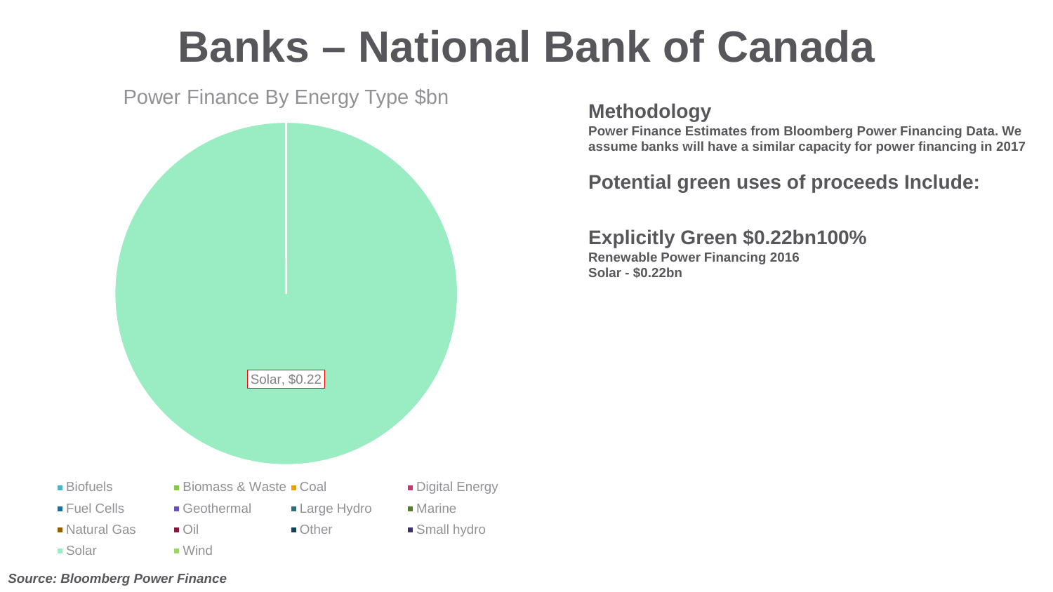# Banks – National Bank of Canada

Power Finance By Energy Type $bn

Solar, $0.22

Biofuels | Biomass & Waste | Coal | Digital Energy | Fuel Cells | Geothermal | Large Hydro | Marine | Natural Gas | Oil | Other | Small hydro | Solar | Wind

## Methodology

**Power Finance Estimates from Bloomberg Power Financing Data. We assume banks will have a similar capacity for power financing in 2017**

## Potential green uses of proceeds Include:

## Explicitly Green $0.22bn100%

**Renewable Power Financing 2016**
**Solar - $0.22bn**

***Source: Bloomberg Power Finance***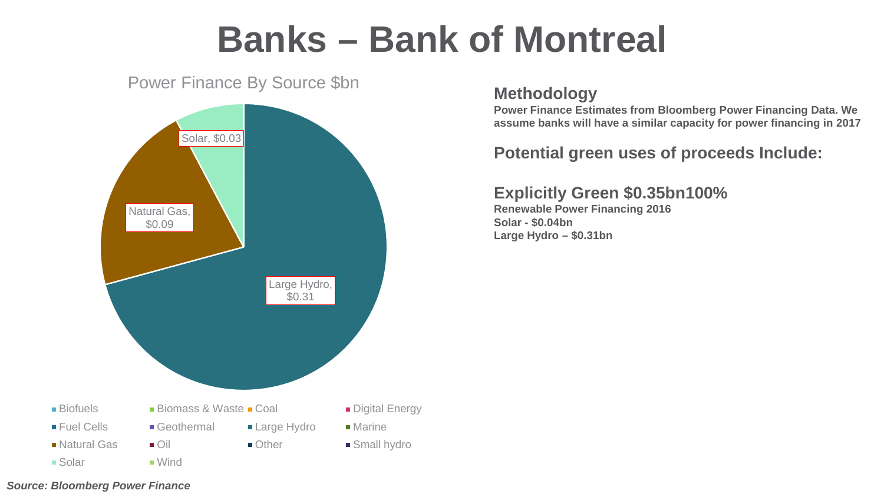# Banks – Bank of Montreal

Power Finance By Source $bn

Solar, $0.03

Natural Gas, $0.09

Large Hydro, $0.31

Biofuels, Biomass & Waste, Coal, Digital Energy, Fuel Cells, Geothermal, Large Hydro, Marine, Natural Gas, Oil, Other, Small hydro, Solar, Wind

## Methodology

**Power Finance Estimates from Bloomberg Power Financing Data. We assume banks will have a similar capacity for power financing in 2017**

## Potential green uses of proceeds Include:

## Explicitly Green $0.35bn100%

**Renewable Power Financing 2016**
**Solar - $0.04bn**
**Large Hydro – $0.31bn**

***Source: Bloomberg Power Finance***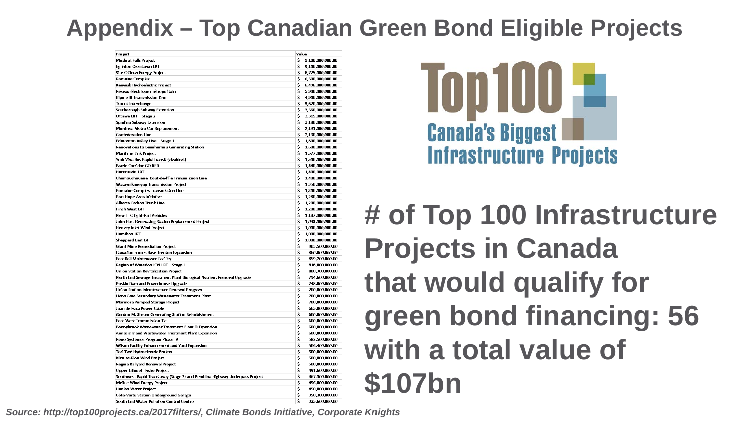# Appendix – Top Canadian Green Bond Eligible Projects

| Project | Value |
|---|---|
| Muskrat Falls Project | $ 9,100,000,000.00 |
| Eglinton Crosstown LRT | $ 9,100,000,000.00 |
| Site C Clean Energy Project | $ 8,775,000,000.00 |
| Romaine Complex | $ 6,500,000,000.00 |
| Keeyask Hydroelectric Project | $ 6,496,000,000.00 |
| Réseau électrique métropolitain | $ 5,900,000,000.00 |
| Bipole III Transmission Line | $ 4,900,000,000.00 |
| Turcot Interchange | $ 3,670,000,000.00 |
| Scarborough Subway Extension | $ 3,560,000,000.00 |
| Ottawa LRT – Stage 2 | $ 3,315,000,000.00 |
| Spadina Subway Extension | $ 3,180,000,000.00 |
| Montreal Metro Car Replacement | $ 2,191,000,000.00 |
| Confederation Line | $ 2,130,000,000.00 |
| Edmonton Valley Line – Stage 1 | $ 1,800,000,000.00 |
| Renovations to Beauharnois Generating Station | $ 1,600,000,000.00 |
| Maritime Link Project | $ 1,577,000,000.00 |
| York Viva Bus Rapid Transit (vivaNext) | $ 1,500,000,000.00 |
| Barrie Corridor GO RER | $ 1,440,000,000.00 |
| Hurontario LRT | $ 1,400,000,000.00 |
| Chamouchouane–Bout-de-l'Île Transmission Line | $ 1,400,000,000.00 |
| Wataynikaneyap Transmission Project | $ 1,350,000,000.00 |
| Romaine Complex Transmission Line | $ 1,300,000,000.00 |
| Port Hope Area Initiative | $ 1,280,000,000.00 |
| Alberta Carbon Trunk Line | $ 1,200,000,000.00 |
| Finch West LRT | $ 1,200,000,000.00 |
| New TTC Light-Rail Vehicles | $ 1,187,000,000.00 |
| John Hart Generating Station Replacement Project | $ 1,093,000,000.00 |
| Henvey Inlet Wind Project | $ 1,000,000,000.00 |
| Hamilton LRT | $ 1,000,000,000.00 |
| Sheppard East LRT | $ 1,000,000,000.00 |
| Giant Mine Remediation Project | $ 903,500,000.00 |
| Canadian Forces Base Trenton Expansion | $ 860,000,000.00 |
| East Rail Maintenance Facility | $ 859,200,000.00 |
| Region of Waterloo ION LRT – Stage 1 | $ 818,000,000.00 |
| Union Station Revitalization Project | $ 800,700,000.00 |
| North End Sewage Treatment Plant Biological Nutrient Removal Upgrade | $ 794,600,000.00 |
| Ruskin Dam and Powerhouse Upgrade | $ 748,000,000.00 |
| Union Station Infrastructure Renewal Program | $ 700,000,000.00 |
| Lions Gate Secondary Wastewater Treatment Plant | $ 700,000,000.00 |
| Marmora Pumped Storage Project | $ 700,000,000.00 |
| Juan de Fuca Power Cable | $ 665,000,000.00 |
| Gordon M. Shrum Generating Station Refurbishment | $ 600,000,000.00 |
| East-West Transmission Tie | $ 600,000,000.00 |
| Bonnybrook Wastewater Treatment Plant D Expansion | $ 600,000,000.00 |
| Annacis Island Wastewater Treatment Plant Expansion | $ 600,000,000.00 |
| Réno-Systèmes Program Phase IV | $ 582,500,000.00 |
| Wilson Facility Enhancement and Yard Expansion | $ 506,400,000.00 |
| Tazi Twé Hydroelectric Project | $ 500,000,000.00 |
| Nicolas-Riou Wind Project | $ 500,000,000.00 |
| Regina Railyard Renewal Project | $ 500,000,000.00 |
| Upper Lillooet Hydro Project | $ 491,600,000.00 |
| Southwest Rapid Transitway (Stage 2) and Pembina Highway Underpass Project | $ 467,300,000.00 |
| Meikle Wind Energy Project | $ 456,000,000.00 |
| Hanlan Water Project | $ 450,000,000.00 |
| Côte-Vertu Station Underground Garage | $ 350,200,000.00 |
| South End Water Pollution Control Centre | $ 335,600,000.00 |

**Top100 Canada's Biggest Infrastructure Projects**

**# of Top 100 Infrastructure Projects in Canada that would qualify for green bond financing: 56 with a total value of $107bn**

*Source: http://top100projects.ca/2017filters/, Climate Bonds Initiative, Corporate Knights*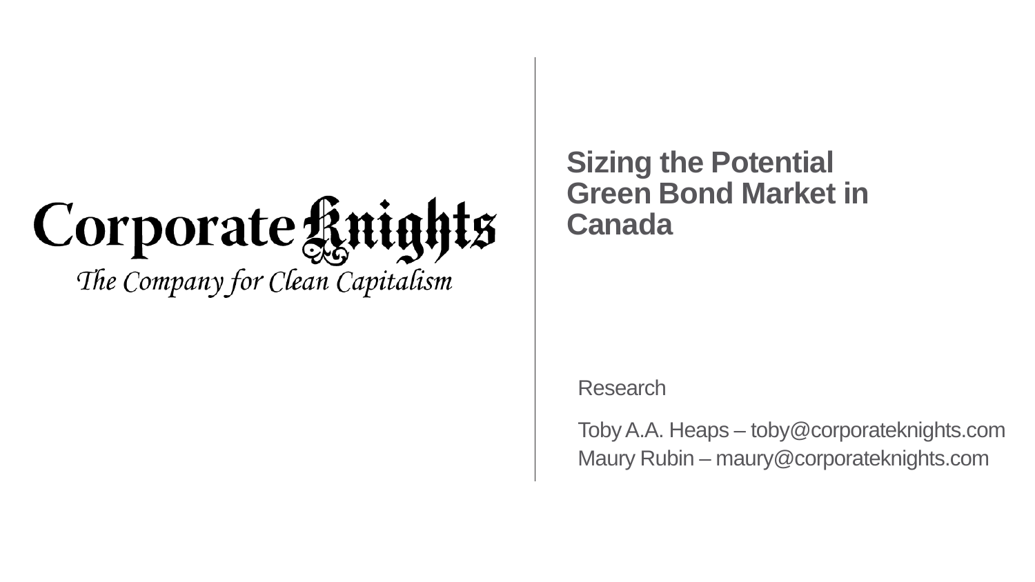Corporate Knights

The Company for Clean Capitalism

# Sizing the Potential Green Bond Market in Canada

Research

Toby A.A. Heaps – toby@corporateknights.com
Maury Rubin – maury@corporateknights.com